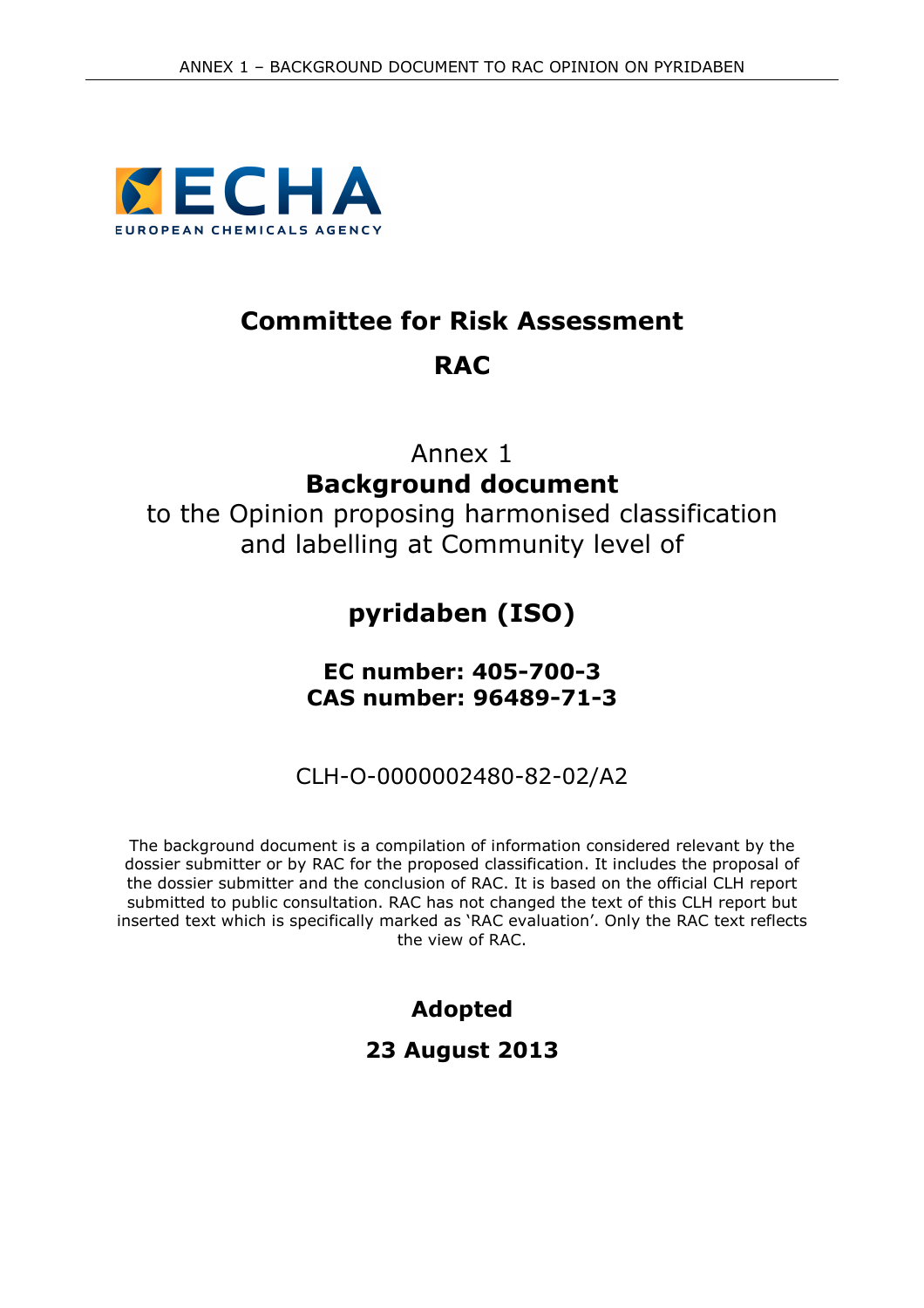**ECHA**
EUROPEAN CHEMICALS AGENCY

# Committee for Risk Assessment

# RAC

Annex 1

**Background document**

to the Opinion proposing harmonised classification and labelling at Community level of

## pyridaben (ISO)

**EC number: 405-700-3**
**CAS number: 96489-71-3**

CLH-O-0000002480-82-02/A2

The background document is a compilation of information considered relevant by the dossier submitter or by RAC for the proposed classification. It includes the proposal of the dossier submitter and the conclusion of RAC. It is based on the official CLH report submitted to public consultation. RAC has not changed the text of this CLH report but inserted text which is specifically marked as 'RAC evaluation'. Only the RAC text reflects the view of RAC.

**Adopted**

**23 August 2013**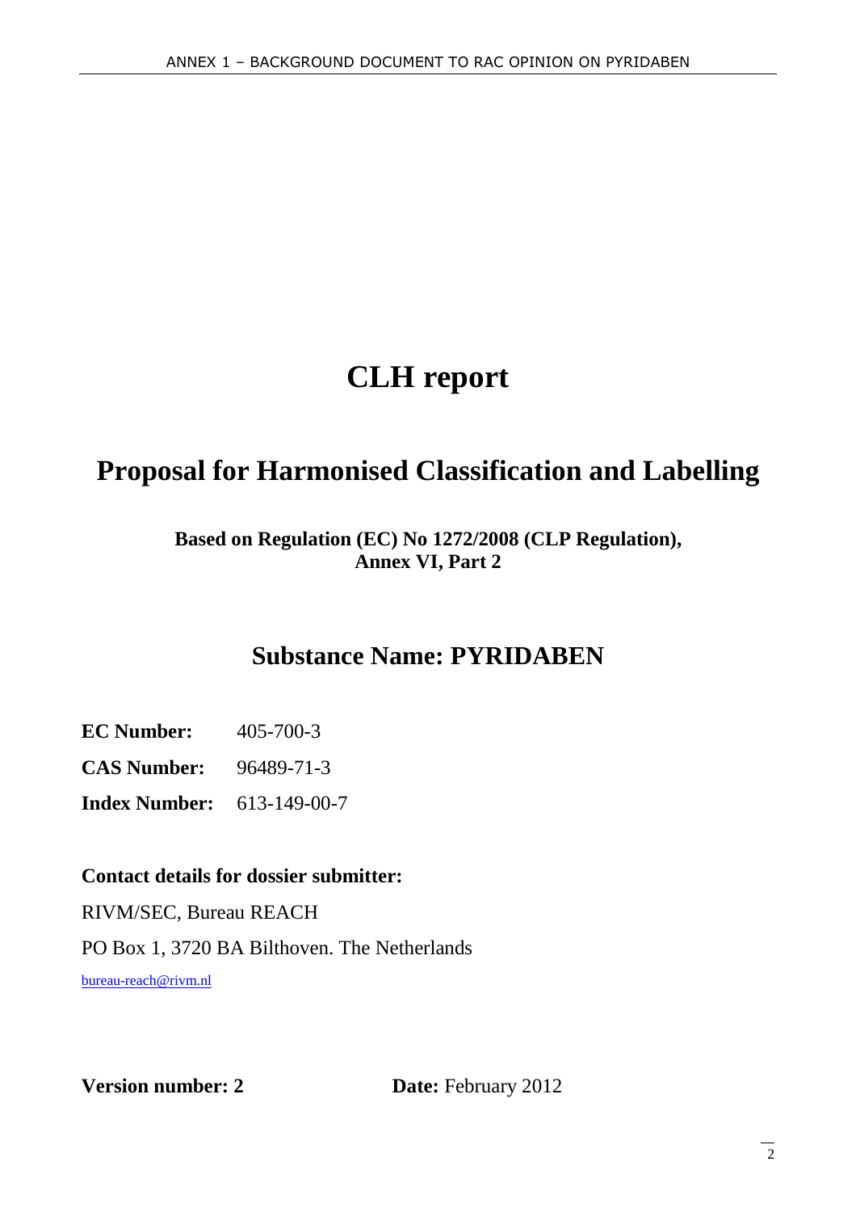# CLH report

# Proposal for Harmonised Classification and Labelling

**Based on Regulation (EC) No 1272/2008 (CLP Regulation), Annex VI, Part 2**

## Substance Name: PYRIDABEN

**EC Number:** 405-700-3

**CAS Number:** 96489-71-3

**Index Number:** 613-149-00-7

**Contact details for dossier submitter:**

RIVM/SEC, Bureau REACH

PO Box 1, 3720 BA Bilthoven. The Netherlands

bureau-reach@rivm.nl

**Version number: 2** **Date:** February 2012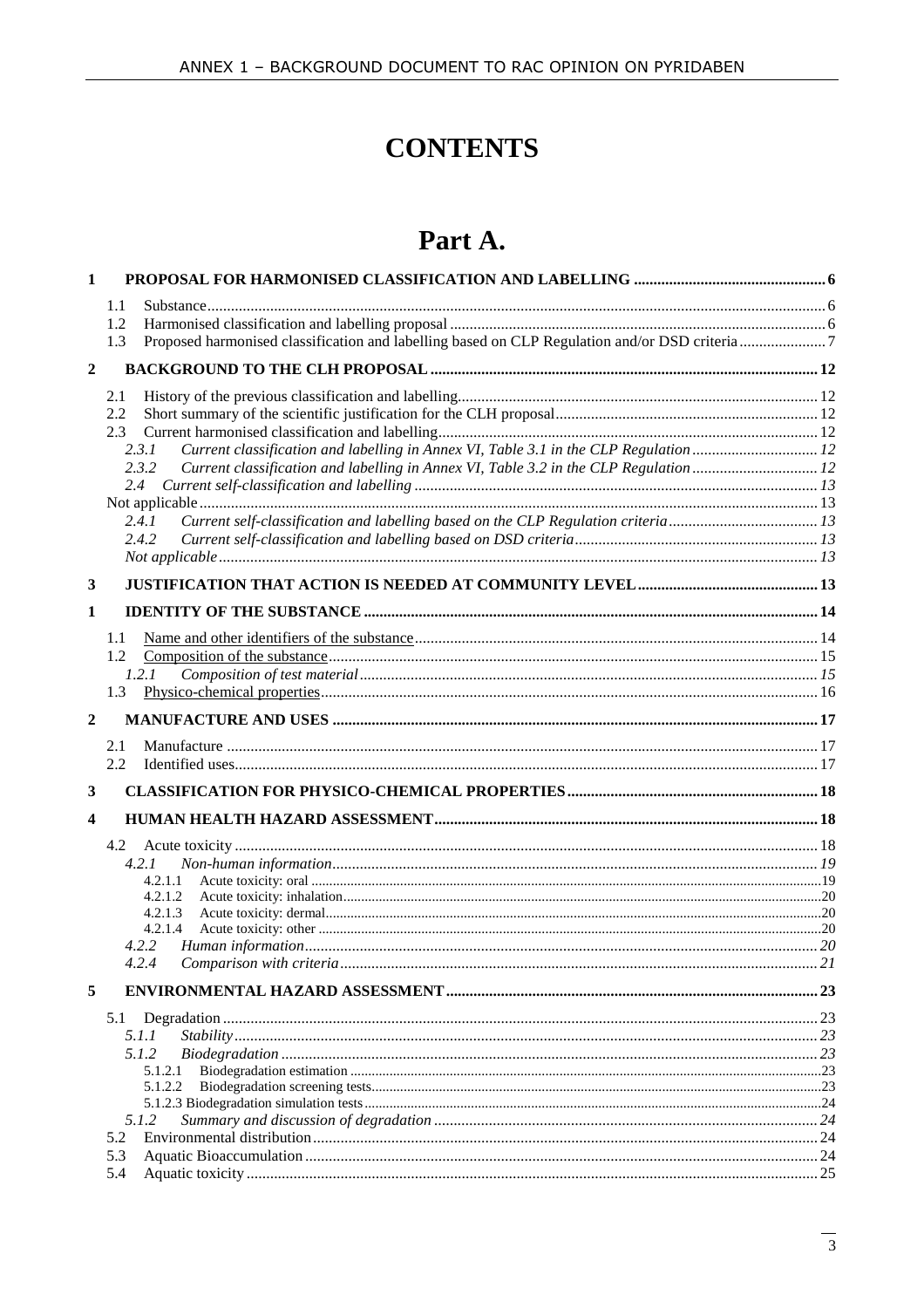# CONTENTS

# Part A.

**1 PROPOSAL FOR HARMONISED CLASSIFICATION AND LABELLING ... 6**

- 1.1 Substance ... 6
- 1.2 Harmonised classification and labelling proposal ... 6
- 1.3 Proposed harmonised classification and labelling based on CLP Regulation and/or DSD criteria ... 7

**2 BACKGROUND TO THE CLH PROPOSAL ... 12**

- 2.1 History of the previous classification and labelling ... 12
- 2.2 Short summary of the scientific justification for the CLH proposal ... 12
- 2.3 Current harmonised classification and labelling ... 12
  - *2.3.1 Current classification and labelling in Annex VI, Table 3.1 in the CLP Regulation ... 12*
  - *2.3.2 Current classification and labelling in Annex VI, Table 3.2 in the CLP Regulation ... 12*
  - *2.4 Current self-classification and labelling ... 13*
- Not applicable ... 13
  - *2.4.1 Current self-classification and labelling based on the CLP Regulation criteria ... 13*
  - *2.4.2 Current self-classification and labelling based on DSD criteria ... 13*
  - *Not applicable ... 13*

**3 JUSTIFICATION THAT ACTION IS NEEDED AT COMMUNITY LEVEL ... 13**

**1 IDENTITY OF THE SUBSTANCE ... 14**

- 1.1 Name and other identifiers of the substance ... 14
- 1.2 Composition of the substance ... 15
  - *1.2.1 Composition of test material ... 15*
- 1.3 Physico-chemical properties ... 16

**2 MANUFACTURE AND USES ... 17**

- 2.1 Manufacture ... 17
- 2.2 Identified uses ... 17

**3 CLASSIFICATION FOR PHYSICO-CHEMICAL PROPERTIES ... 18**

**4 HUMAN HEALTH HAZARD ASSESSMENT ... 18**

- 4.2 Acute toxicity ... 18
  - *4.2.1 Non-human information ... 19*
    - 4.2.1.1 Acute toxicity: oral ... 19
    - 4.2.1.2 Acute toxicity: inhalation ... 20
    - 4.2.1.3 Acute toxicity: dermal ... 20
    - 4.2.1.4 Acute toxicity: other ... 20
  - *4.2.2 Human information ... 20*
  - *4.2.4 Comparison with criteria ... 21*

**5 ENVIRONMENTAL HAZARD ASSESSMENT ... 23**

- 5.1 Degradation ... 23
  - *5.1.1 Stability ... 23*
  - *5.1.2 Biodegradation ... 23*
    - 5.1.2.1 Biodegradation estimation ... 23
    - 5.1.2.2 Biodegradation screening tests ... 23
    - 5.1.2.3 Biodegradation simulation tests ... 24
  - *5.1.2 Summary and discussion of degradation ... 24*
- 5.2 Environmental distribution ... 24
- 5.3 Aquatic Bioaccumulation ... 24
- 5.4 Aquatic toxicity ... 25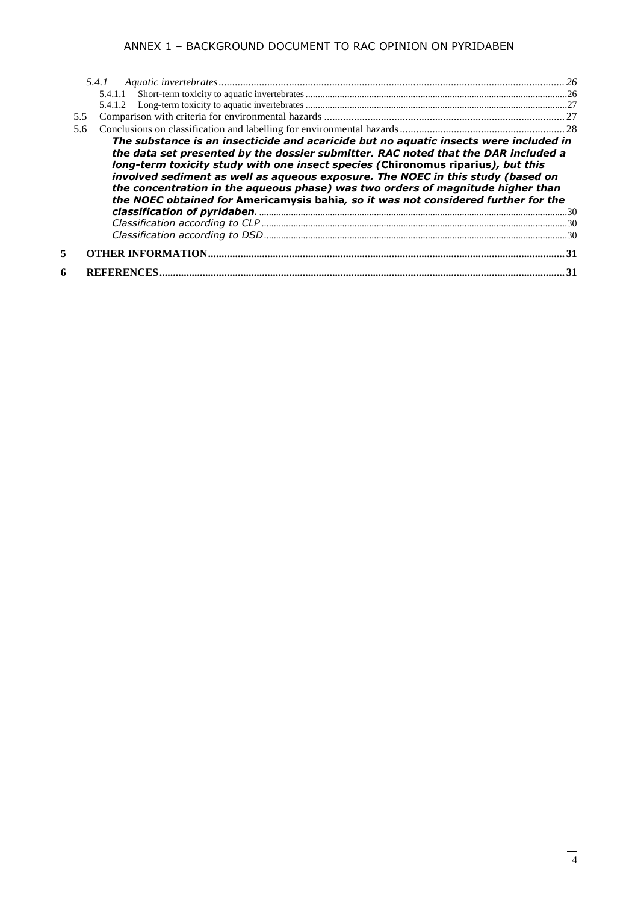5.4.1 *Aquatic invertebrates* ........ 26

5.4.1.1 Short-term toxicity to aquatic invertebrates ........ 26

5.4.1.2 Long-term toxicity to aquatic invertebrates ........ 27

5.5 Comparison with criteria for environmental hazards ........ 27

5.6 Conclusions on classification and labelling for environmental hazards ........ 28

***The substance is an insecticide and acaricide but no aquatic insects were included in the data set presented by the dossier submitter. RAC noted that the DAR included a long-term toxicity study with one insect species (*Chironomus riparius*), but this involved sediment as well as aqueous exposure. The NOEC in this study (based on the concentration in the aqueous phase) was two orders of magnitude higher than the NOEC obtained for *Americamysis bahia*, so it was not considered further for the classification of pyridaben.*** ........ 30

*Classification according to CLP* ........ 30

*Classification according to DSD* ........ 30

**5 OTHER INFORMATION** ........ 31

**6 REFERENCES** ........ 31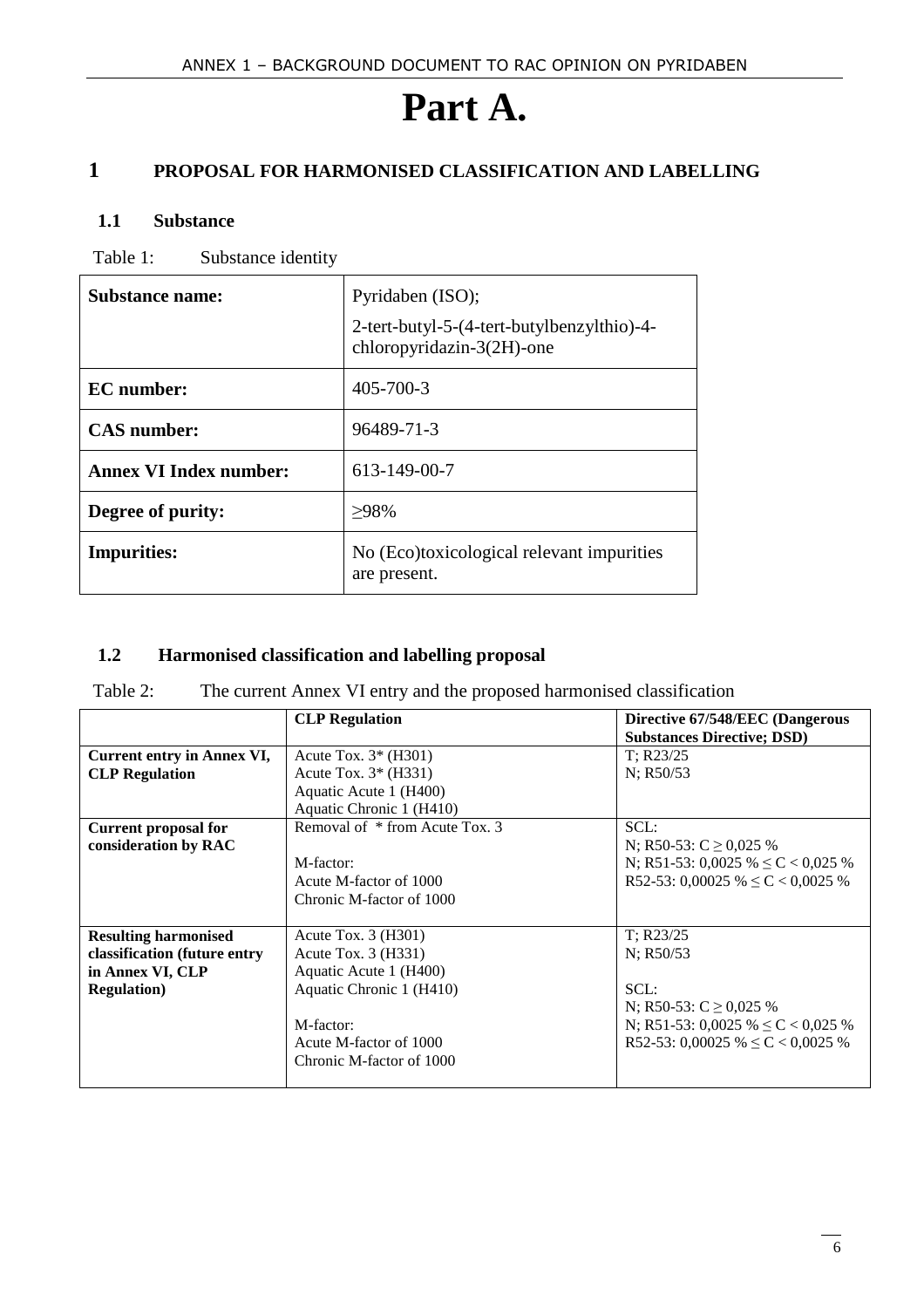# Part A.

## 1 PROPOSAL FOR HARMONISED CLASSIFICATION AND LABELLING

### 1.1 Substance

Table 1: Substance identity

| **Substance name:** | Pyridaben (ISO);<br>2-tert-butyl-5-(4-tert-butylbenzylthio)-4-chloropyridazin-3(2H)-one |
|---|---|
| **EC number:** | 405-700-3 |
| **CAS number:** | 96489-71-3 |
| **Annex VI Index number:** | 613-149-00-7 |
| **Degree of purity:** | ≥98% |
| **Impurities:** | No (Eco)toxicological relevant impurities are present. |

### 1.2 Harmonised classification and labelling proposal

Table 2: The current Annex VI entry and the proposed harmonised classification

| | **CLP Regulation** | **Directive 67/548/EEC (Dangerous Substances Directive; DSD)** |
|---|---|---|
| **Current entry in Annex VI, CLP Regulation** | Acute Tox. 3* (H301)<br>Acute Tox. 3* (H331)<br>Aquatic Acute 1 (H400)<br>Aquatic Chronic 1 (H410) | T; R23/25<br>N; R50/53 |
| **Current proposal for consideration by RAC** | Removal of * from Acute Tox. 3<br><br>M-factor:<br>Acute M-factor of 1000<br>Chronic M-factor of 1000 | SCL:<br>N; R50-53: C ≥ 0,025 %<br>N; R51-53: 0,0025 % ≤ C < 0,025 %<br>R52-53: 0,00025 % ≤ C < 0,0025 % |
| **Resulting harmonised classification (future entry in Annex VI, CLP Regulation)** | Acute Tox. 3 (H301)<br>Acute Tox. 3 (H331)<br>Aquatic Acute 1 (H400)<br>Aquatic Chronic 1 (H410)<br><br>M-factor:<br>Acute M-factor of 1000<br>Chronic M-factor of 1000 | T; R23/25<br>N; R50/53<br><br>SCL:<br>N; R50-53: C ≥ 0,025 %<br>N; R51-53: 0,0025 % ≤ C < 0,025 %<br>R52-53: 0,00025 % ≤ C < 0,0025 % |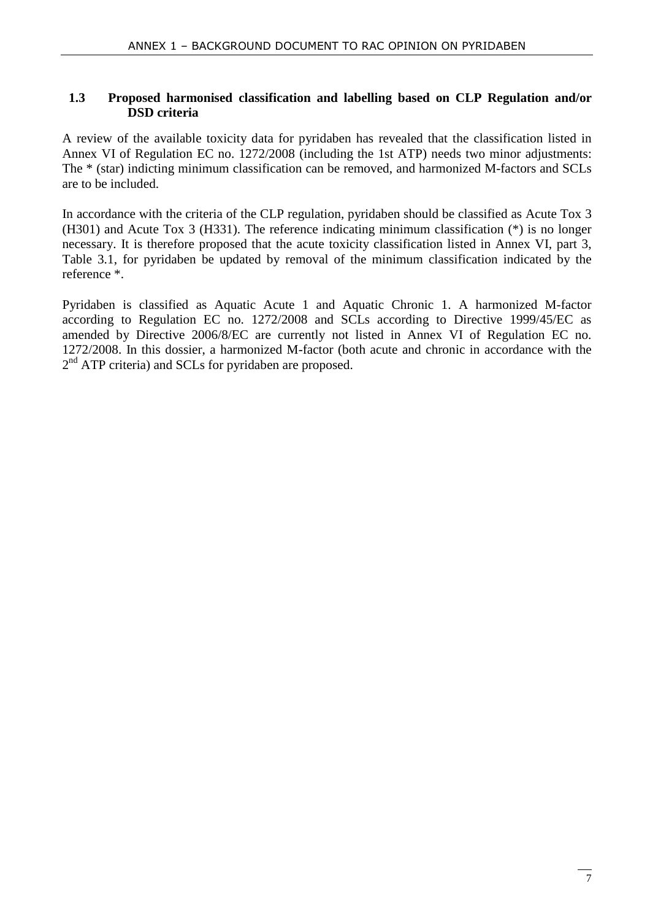### 1.3 Proposed harmonised classification and labelling based on CLP Regulation and/or DSD criteria

A review of the available toxicity data for pyridaben has revealed that the classification listed in Annex VI of Regulation EC no. 1272/2008 (including the 1st ATP) needs two minor adjustments: The * (star) indicting minimum classification can be removed, and harmonized M-factors and SCLs are to be included.

In accordance with the criteria of the CLP regulation, pyridaben should be classified as Acute Tox 3 (H301) and Acute Tox 3 (H331). The reference indicating minimum classification (*) is no longer necessary. It is therefore proposed that the acute toxicity classification listed in Annex VI, part 3, Table 3.1, for pyridaben be updated by removal of the minimum classification indicated by the reference *.

Pyridaben is classified as Aquatic Acute 1 and Aquatic Chronic 1. A harmonized M-factor according to Regulation EC no. 1272/2008 and SCLs according to Directive 1999/45/EC as amended by Directive 2006/8/EC are currently not listed in Annex VI of Regulation EC no. 1272/2008. In this dossier, a harmonized M-factor (both acute and chronic in accordance with the 2nd ATP criteria) and SCLs for pyridaben are proposed.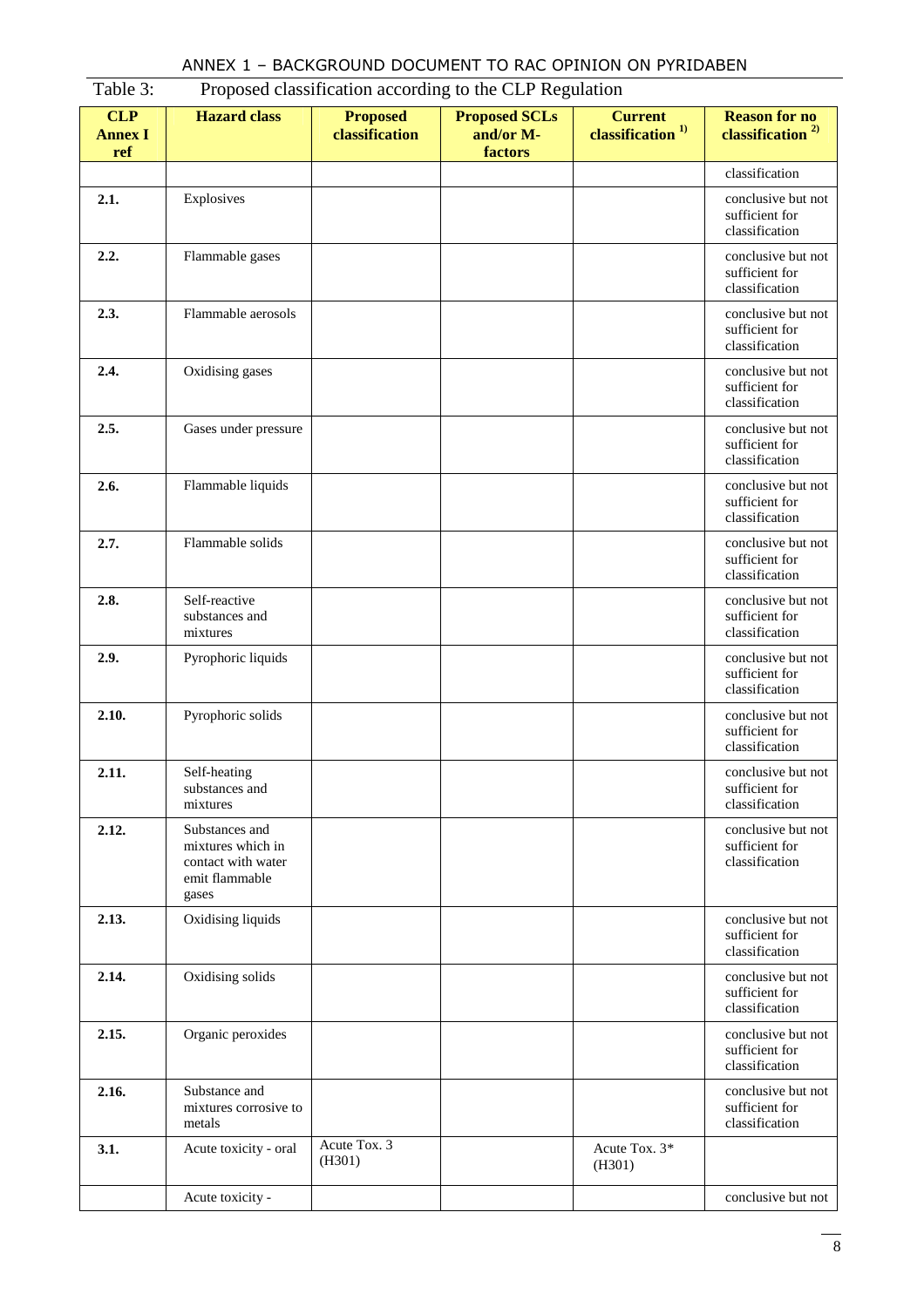Table 3: Proposed classification according to the CLP Regulation

| CLP Annex I ref | Hazard class | Proposed classification | Proposed SCLs and/or M-factors | Current classification [1)] | Reason for no classification [2)] |
|---|---|---|---|---|---|
| | | | | | classification |
| 2.1. | Explosives | | | | conclusive but not sufficient for classification |
| 2.2. | Flammable gases | | | | conclusive but not sufficient for classification |
| 2.3. | Flammable aerosols | | | | conclusive but not sufficient for classification |
| 2.4. | Oxidising gases | | | | conclusive but not sufficient for classification |
| 2.5. | Gases under pressure | | | | conclusive but not sufficient for classification |
| 2.6. | Flammable liquids | | | | conclusive but not sufficient for classification |
| 2.7. | Flammable solids | | | | conclusive but not sufficient for classification |
| 2.8. | Self-reactive substances and mixtures | | | | conclusive but not sufficient for classification |
| 2.9. | Pyrophoric liquids | | | | conclusive but not sufficient for classification |
| 2.10. | Pyrophoric solids | | | | conclusive but not sufficient for classification |
| 2.11. | Self-heating substances and mixtures | | | | conclusive but not sufficient for classification |
| 2.12. | Substances and mixtures which in contact with water emit flammable gases | | | | conclusive but not sufficient for classification |
| 2.13. | Oxidising liquids | | | | conclusive but not sufficient for classification |
| 2.14. | Oxidising solids | | | | conclusive but not sufficient for classification |
| 2.15. | Organic peroxides | | | | conclusive but not sufficient for classification |
| 2.16. | Substance and mixtures corrosive to metals | | | | conclusive but not sufficient for classification |
| 3.1. | Acute toxicity - oral | Acute Tox. 3 (H301) | | Acute Tox. 3* (H301) | |
| | Acute toxicity - | | | | conclusive but not |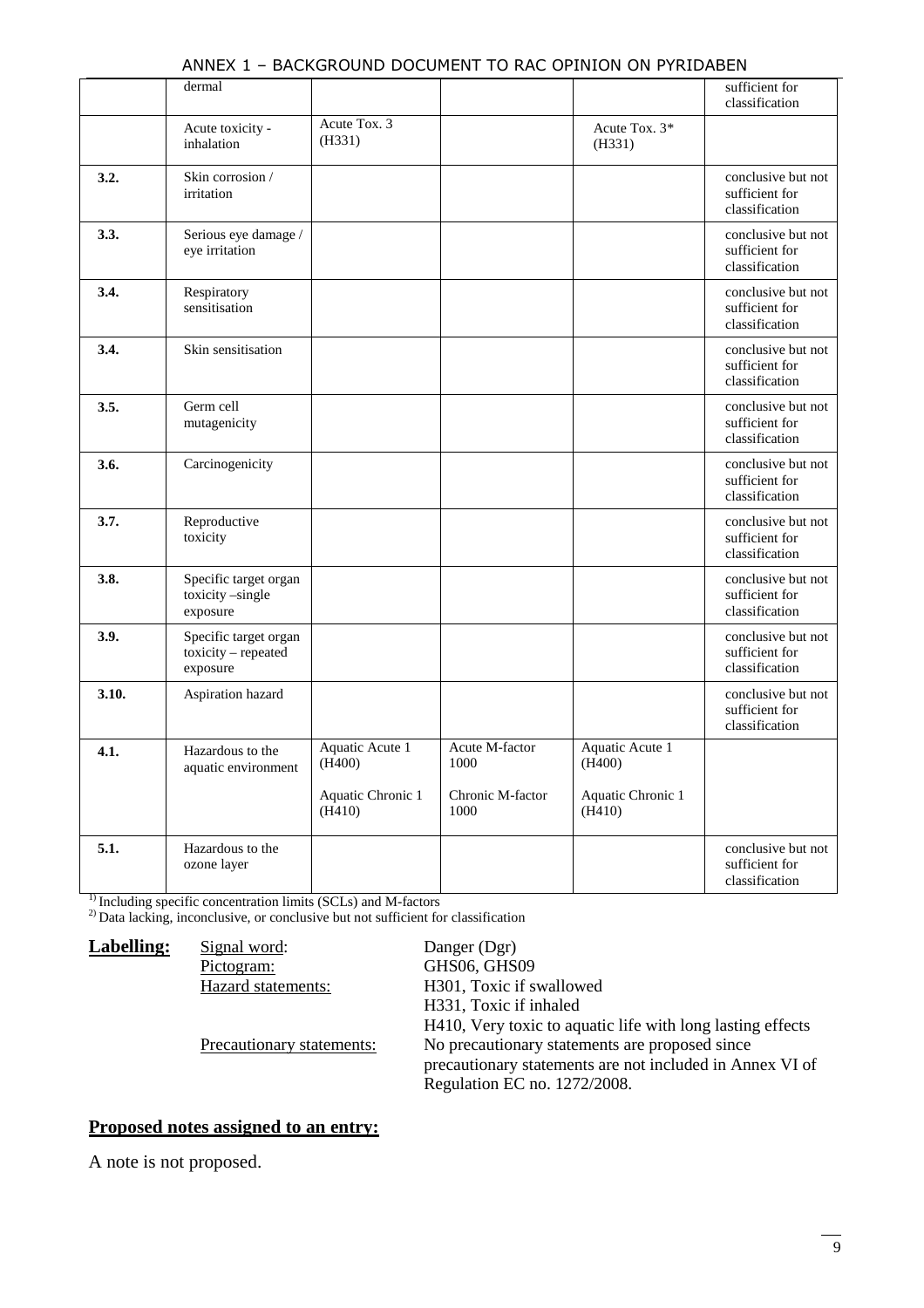|  | dermal |  |  |  | sufficient for classification |
| --- | --- | --- | --- | --- | --- |
|  | Acute toxicity - inhalation | Acute Tox. 3 (H331) |  | Acute Tox. 3* (H331) |  |
| 3.2. | Skin corrosion / irritation |  |  |  | conclusive but not sufficient for classification |
| 3.3. | Serious eye damage / eye irritation |  |  |  | conclusive but not sufficient for classification |
| 3.4. | Respiratory sensitisation |  |  |  | conclusive but not sufficient for classification |
| 3.4. | Skin sensitisation |  |  |  | conclusive but not sufficient for classification |
| 3.5. | Germ cell mutagenicity |  |  |  | conclusive but not sufficient for classification |
| 3.6. | Carcinogenicity |  |  |  | conclusive but not sufficient for classification |
| 3.7. | Reproductive toxicity |  |  |  | conclusive but not sufficient for classification |
| 3.8. | Specific target organ toxicity –single exposure |  |  |  | conclusive but not sufficient for classification |
| 3.9. | Specific target organ toxicity – repeated exposure |  |  |  | conclusive but not sufficient for classification |
| 3.10. | Aspiration hazard |  |  |  | conclusive but not sufficient for classification |
| 4.1. | Hazardous to the aquatic environment | Aquatic Acute 1 (H400)<br><br>Aquatic Chronic 1 (H410) | Acute M-factor 1000<br><br>Chronic M-factor 1000 | Aquatic Acute 1 (H400)<br><br>Aquatic Chronic 1 (H410) |  |
| 5.1. | Hazardous to the ozone layer |  |  |  | conclusive but not sufficient for classification |

[1] Including specific concentration limits (SCLs) and M-factors
[2] Data lacking, inconclusive, or conclusive but not sufficient for classification

**Labelling:**

Signal word: Danger (Dgr)

Pictogram: GHS06, GHS09

Hazard statements: H301, Toxic if swallowed
H331, Toxic if inhaled
H410, Very toxic to aquatic life with long lasting effects

Precautionary statements: No precautionary statements are proposed since precautionary statements are not included in Annex VI of Regulation EC no. 1272/2008.

## Proposed notes assigned to an entry:

A note is not proposed.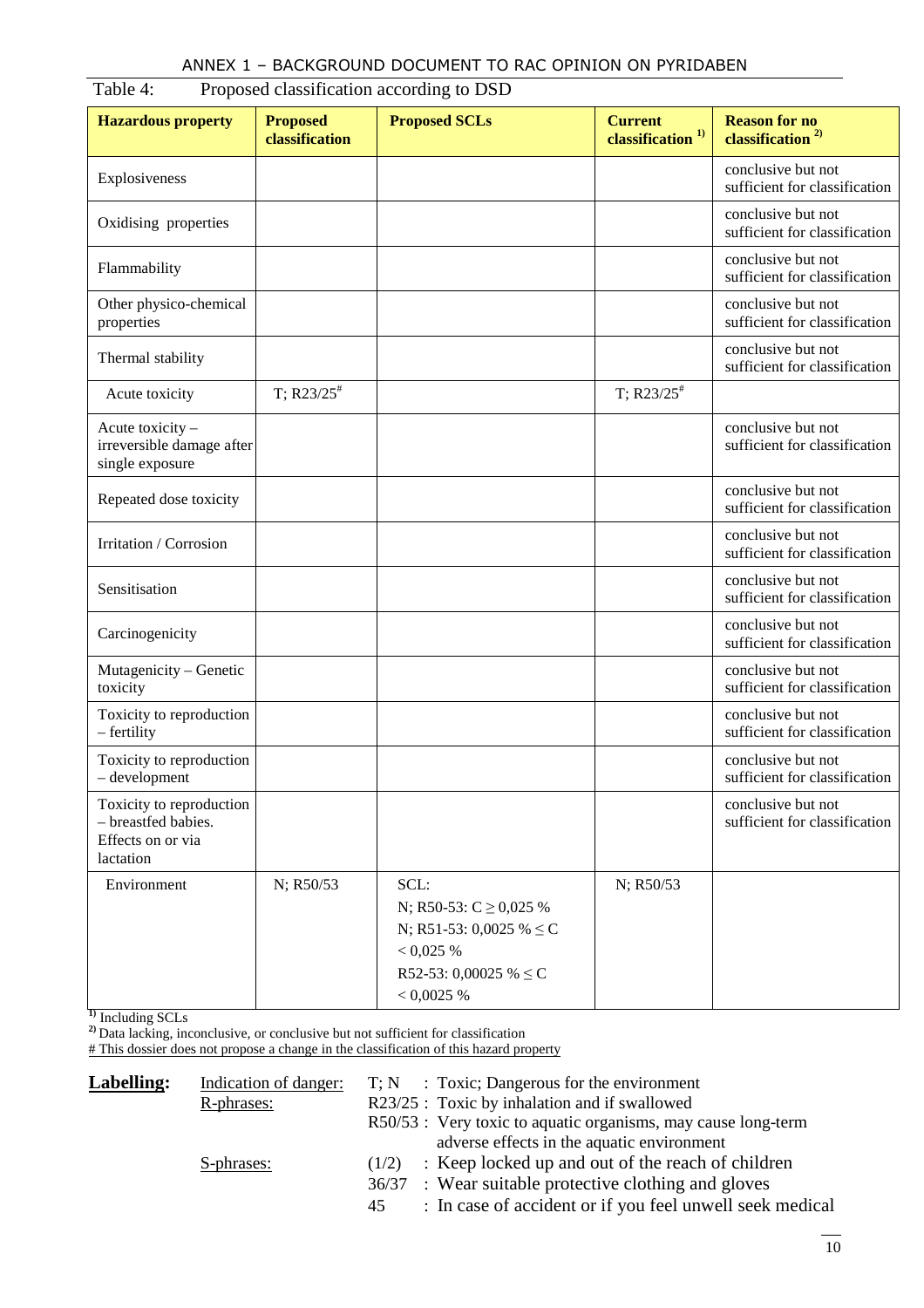Table 4: Proposed classification according to DSD

| Hazardous property | Proposed classification | Proposed SCLs | Current classification [1] | Reason for no classification [2] |
|---|---|---|---|---|
| Explosiveness | | | | conclusive but not sufficient for classification |
| Oxidising properties | | | | conclusive but not sufficient for classification |
| Flammability | | | | conclusive but not sufficient for classification |
| Other physico-chemical properties | | | | conclusive but not sufficient for classification |
| Thermal stability | | | | conclusive but not sufficient for classification |
| Acute toxicity | T; R23/25# | | T; R23/25# | |
| Acute toxicity – irreversible damage after single exposure | | | | conclusive but not sufficient for classification |
| Repeated dose toxicity | | | | conclusive but not sufficient for classification |
| Irritation / Corrosion | | | | conclusive but not sufficient for classification |
| Sensitisation | | | | conclusive but not sufficient for classification |
| Carcinogenicity | | | | conclusive but not sufficient for classification |
| Mutagenicity – Genetic toxicity | | | | conclusive but not sufficient for classification |
| Toxicity to reproduction – fertility | | | | conclusive but not sufficient for classification |
| Toxicity to reproduction – development | | | | conclusive but not sufficient for classification |
| Toxicity to reproduction – breastfed babies. Effects on or via lactation | | | | conclusive but not sufficient for classification |
| Environment | N; R50/53 | SCL:<br>N; R50-53: C ≥ 0,025 %<br>N; R51-53: 0,0025 % ≤ C < 0,025 %<br>R52-53: 0,00025 % ≤ C < 0,0025 % | N; R50/53 | |

[1] Including SCLs
[2] Data lacking, inconclusive, or conclusive but not sufficient for classification
# This dossier does not propose a change in the classification of this hazard property

**Labelling:**

Indication of danger: T; N : Toxic; Dangerous for the environment

R-phrases:
- R23/25 : Toxic by inhalation and if swallowed
- R50/53 : Very toxic to aquatic organisms, may cause long-term adverse effects in the aquatic environment

S-phrases:
- (1/2) : Keep locked up and out of the reach of children
- 36/37 : Wear suitable protective clothing and gloves
- 45 : In case of accident or if you feel unwell seek medical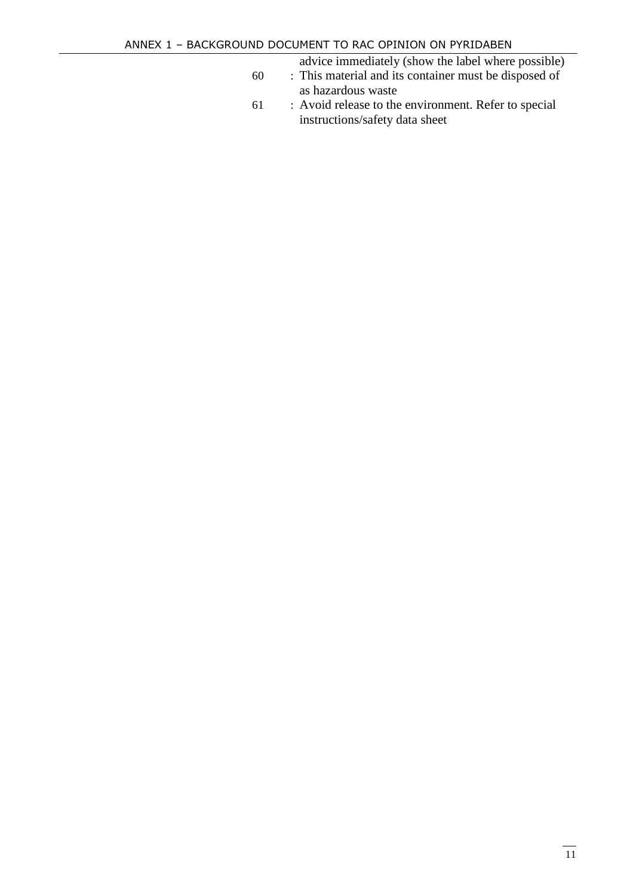| | |
|---|---|
| | advice immediately (show the label where possible) |
| 60 | : This material and its container must be disposed of as hazardous waste |
| 61 | : Avoid release to the environment. Refer to special instructions/safety data sheet |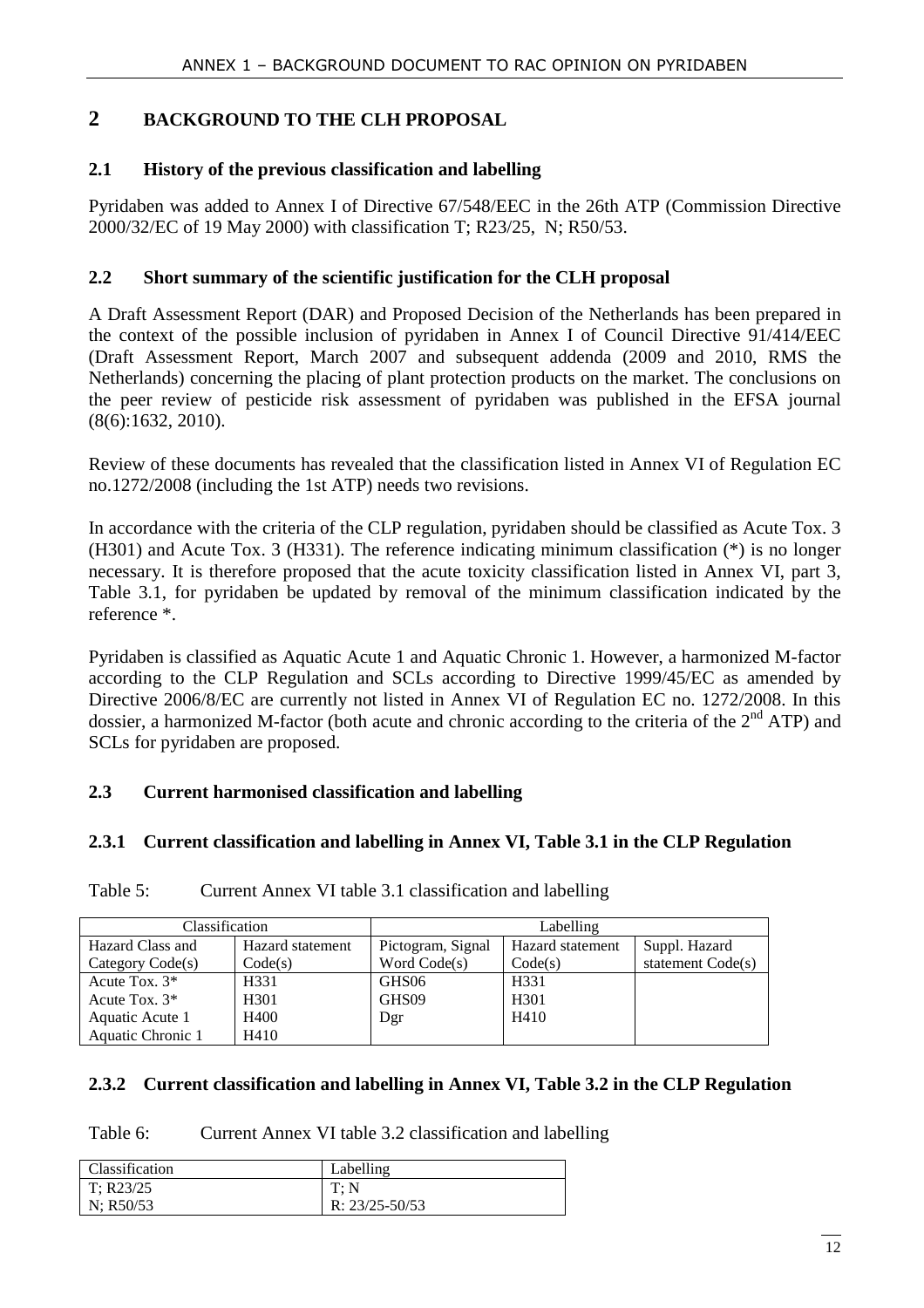# 2 BACKGROUND TO THE CLH PROPOSAL

## 2.1 History of the previous classification and labelling

Pyridaben was added to Annex I of Directive 67/548/EEC in the 26th ATP (Commission Directive 2000/32/EC of 19 May 2000) with classification T; R23/25, N; R50/53.

## 2.2 Short summary of the scientific justification for the CLH proposal

A Draft Assessment Report (DAR) and Proposed Decision of the Netherlands has been prepared in the context of the possible inclusion of pyridaben in Annex I of Council Directive 91/414/EEC (Draft Assessment Report, March 2007 and subsequent addenda (2009 and 2010, RMS the Netherlands) concerning the placing of plant protection products on the market. The conclusions on the peer review of pesticide risk assessment of pyridaben was published in the EFSA journal (8(6):1632, 2010).

Review of these documents has revealed that the classification listed in Annex VI of Regulation EC no.1272/2008 (including the 1st ATP) needs two revisions.

In accordance with the criteria of the CLP regulation, pyridaben should be classified as Acute Tox. 3 (H301) and Acute Tox. 3 (H331). The reference indicating minimum classification (*) is no longer necessary. It is therefore proposed that the acute toxicity classification listed in Annex VI, part 3, Table 3.1, for pyridaben be updated by removal of the minimum classification indicated by the reference *.

Pyridaben is classified as Aquatic Acute 1 and Aquatic Chronic 1. However, a harmonized M-factor according to the CLP Regulation and SCLs according to Directive 1999/45/EC as amended by Directive 2006/8/EC are currently not listed in Annex VI of Regulation EC no. 1272/2008. In this dossier, a harmonized M-factor (both acute and chronic according to the criteria of the 2[nd] ATP) and SCLs for pyridaben are proposed.

## 2.3 Current harmonised classification and labelling

### 2.3.1 Current classification and labelling in Annex VI, Table 3.1 in the CLP Regulation

Table 5: Current Annex VI table 3.1 classification and labelling

| Classification | | Labelling | | |
|---|---|---|---|---|
| Hazard Class and Category Code(s) | Hazard statement Code(s) | Pictogram, Signal Word Code(s) | Hazard statement Code(s) | Suppl. Hazard statement Code(s) |
| Acute Tox. 3*<br>Acute Tox. 3*<br>Aquatic Acute 1<br>Aquatic Chronic 1 | H331<br>H301<br>H400<br>H410 | GHS06<br>GHS09<br>Dgr | H331<br>H301<br>H410 | |

### 2.3.2 Current classification and labelling in Annex VI, Table 3.2 in the CLP Regulation

Table 6: Current Annex VI table 3.2 classification and labelling

| Classification | Labelling |
|---|---|
| T; R23/25<br>N; R50/53 | T; N<br>R: 23/25-50/53 |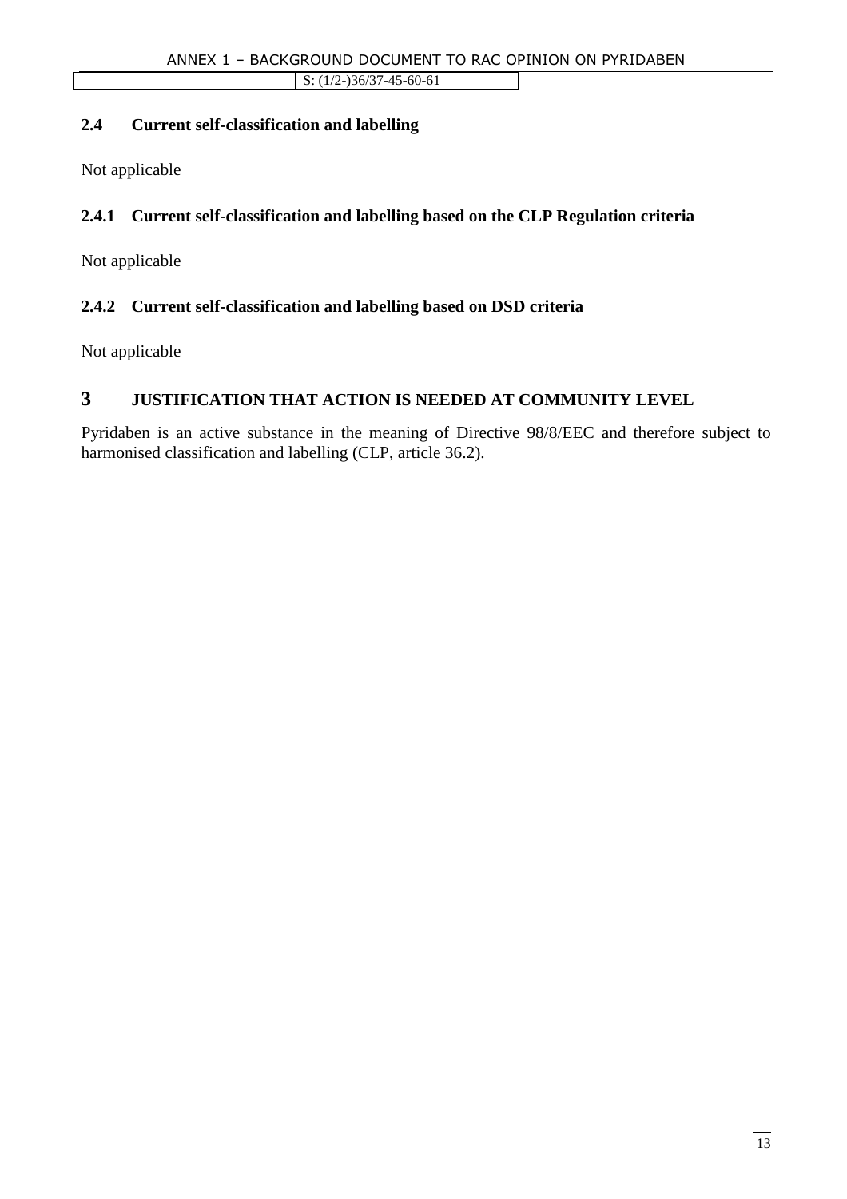| | S: (1/2-)36/37-45-60-61 |
|---|---|

## 2.4 Current self-classification and labelling

Not applicable

### 2.4.1 Current self-classification and labelling based on the CLP Regulation criteria

Not applicable

### 2.4.2 Current self-classification and labelling based on DSD criteria

Not applicable

# 3 JUSTIFICATION THAT ACTION IS NEEDED AT COMMUNITY LEVEL

Pyridaben is an active substance in the meaning of Directive 98/8/EEC and therefore subject to harmonised classification and labelling (CLP, article 36.2).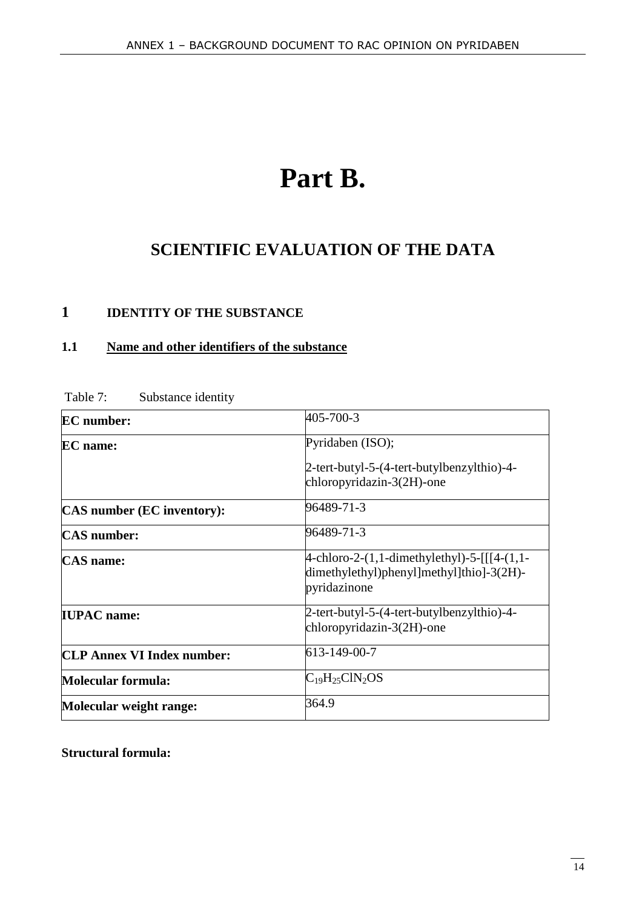# Part B.

## SCIENTIFIC EVALUATION OF THE DATA

## 1 IDENTITY OF THE SUBSTANCE

### 1.1 Name and other identifiers of the substance

Table 7: Substance identity

| | |
|---|---|
| **EC number:** | 405-700-3 |
| **EC name:** | Pyridaben (ISO);<br><br>2-tert-butyl-5-(4-tert-butylbenzylthio)-4-chloropyridazin-3(2H)-one |
| **CAS number (EC inventory):** | 96489-71-3 |
| **CAS number:** | 96489-71-3 |
| **CAS name:** | 4-chloro-2-(1,1-dimethylethyl)-5-[[[4-(1,1-dimethylethyl)phenyl]methyl]thio]-3(2H)-pyridazinone |
| **IUPAC name:** | 2-tert-butyl-5-(4-tert-butylbenzylthio)-4-chloropyridazin-3(2H)-one |
| **CLP Annex VI Index number:** | 613-149-00-7 |
| **Molecular formula:** | $C_{19}H_{25}ClN_2OS$ |
| **Molecular weight range:** | 364.9 |

**Structural formula:**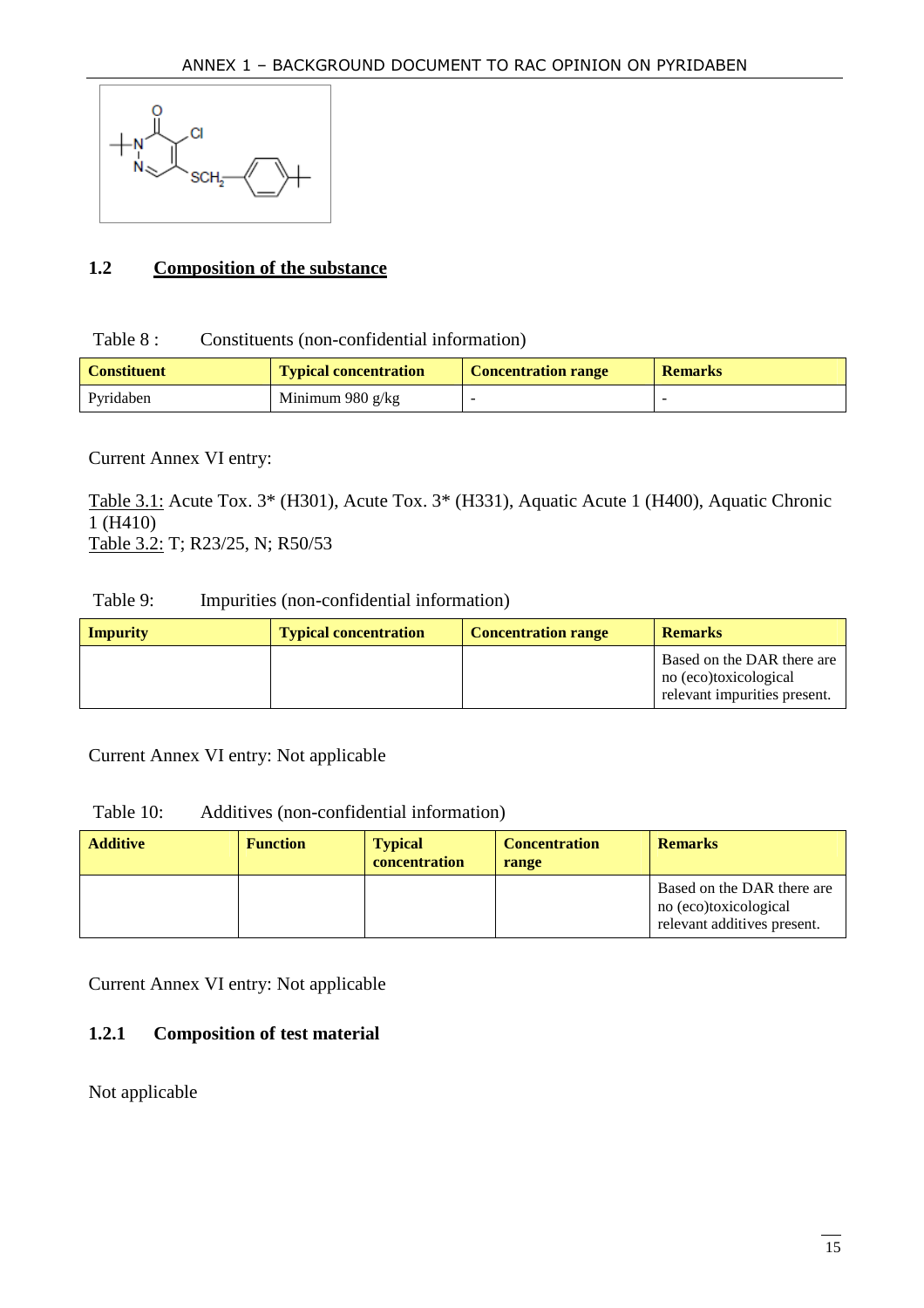## 1.2 Composition of the substance

Table 8 : Constituents (non-confidential information)

| Constituent | Typical concentration | Concentration range | Remarks |
|---|---|---|---|
| Pyridaben | Minimum 980 g/kg | - | - |

Current Annex VI entry:

Table 3.1: Acute Tox. 3* (H301), Acute Tox. 3* (H331), Aquatic Acute 1 (H400), Aquatic Chronic 1 (H410)
Table 3.2: T; R23/25, N; R50/53

Table 9: Impurities (non-confidential information)

| Impurity | Typical concentration | Concentration range | Remarks |
|---|---|---|---|
| | | | Based on the DAR there are no (eco)toxicological relevant impurities present. |

Current Annex VI entry: Not applicable

Table 10: Additives (non-confidential information)

| Additive | Function | Typical concentration | Concentration range | Remarks |
|---|---|---|---|---|
| | | | | Based on the DAR there are no (eco)toxicological relevant additives present. |

Current Annex VI entry: Not applicable

### 1.2.1 Composition of test material

Not applicable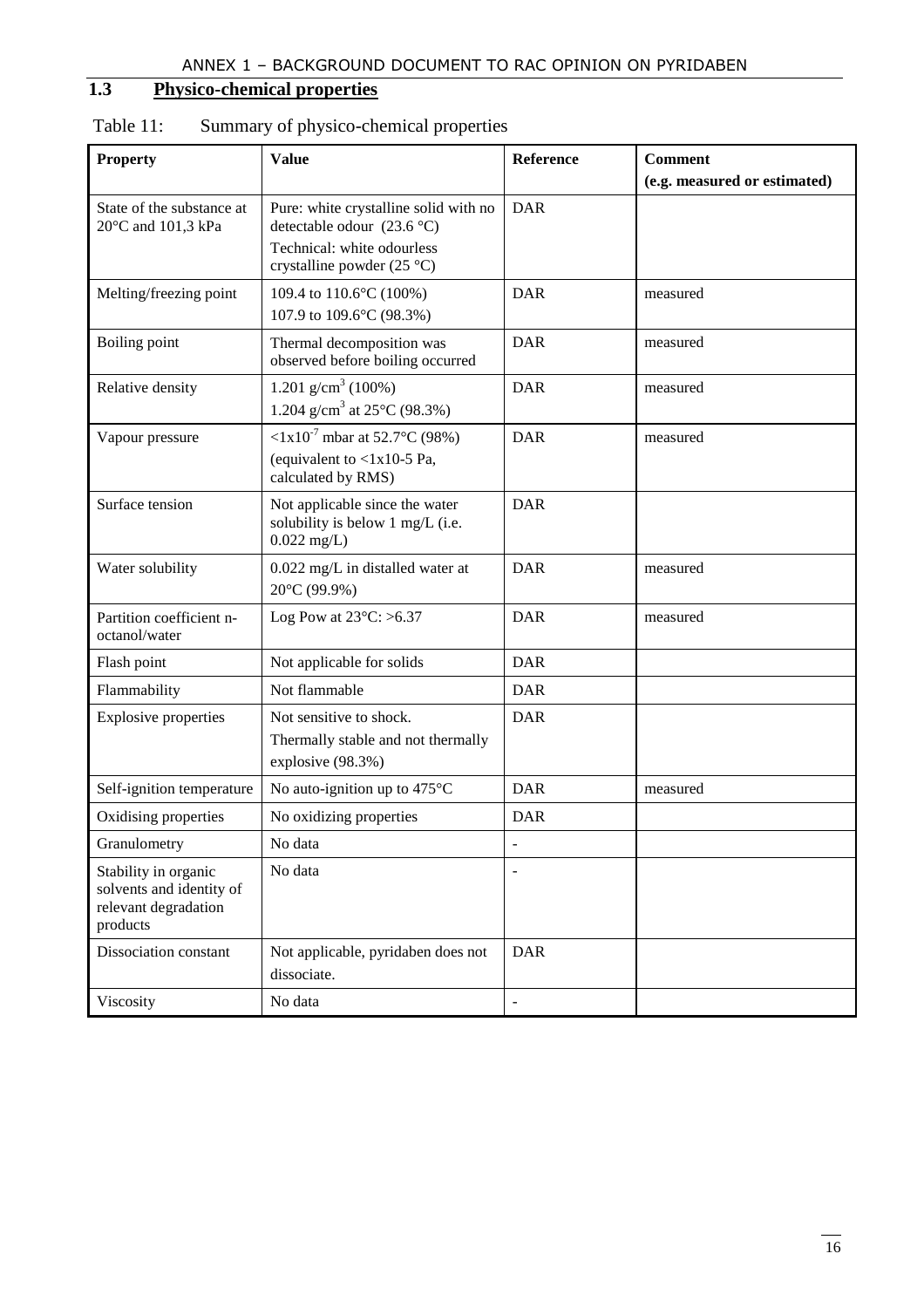## 1.3 Physico-chemical properties

Table 11: Summary of physico-chemical properties

| Property | Value | Reference | Comment (e.g. measured or estimated) |
|---|---|---|---|
| State of the substance at 20°C and 101,3 kPa | Pure: white crystalline solid with no detectable odour (23.6 °C)<br>Technical: white odourless crystalline powder (25 °C) | DAR | |
| Melting/freezing point | 109.4 to 110.6°C (100%)<br>107.9 to 109.6°C (98.3%) | DAR | measured |
| Boiling point | Thermal decomposition was observed before boiling occurred | DAR | measured |
| Relative density | 1.201 g/cm$^3$ (100%)<br>1.204 g/cm$^3$ at 25°C (98.3%) | DAR | measured |
| Vapour pressure | $<1x10^{-7}$ mbar at 52.7°C (98%)<br>(equivalent to <1x10-5 Pa, calculated by RMS) | DAR | measured |
| Surface tension | Not applicable since the water solubility is below 1 mg/L (i.e. 0.022 mg/L) | DAR | |
| Water solubility | 0.022 mg/L in distalled water at 20°C (99.9%) | DAR | measured |
| Partition coefficient n-octanol/water | Log Pow at 23°C: >6.37 | DAR | measured |
| Flash point | Not applicable for solids | DAR | |
| Flammability | Not flammable | DAR | |
| Explosive properties | Not sensitive to shock.<br>Thermally stable and not thermally explosive (98.3%) | DAR | |
| Self-ignition temperature | No auto-ignition up to 475°C | DAR | measured |
| Oxidising properties | No oxidizing properties | DAR | |
| Granulometry | No data | - | |
| Stability in organic solvents and identity of relevant degradation products | No data | - | |
| Dissociation constant | Not applicable, pyridaben does not dissociate. | DAR | |
| Viscosity | No data | - | |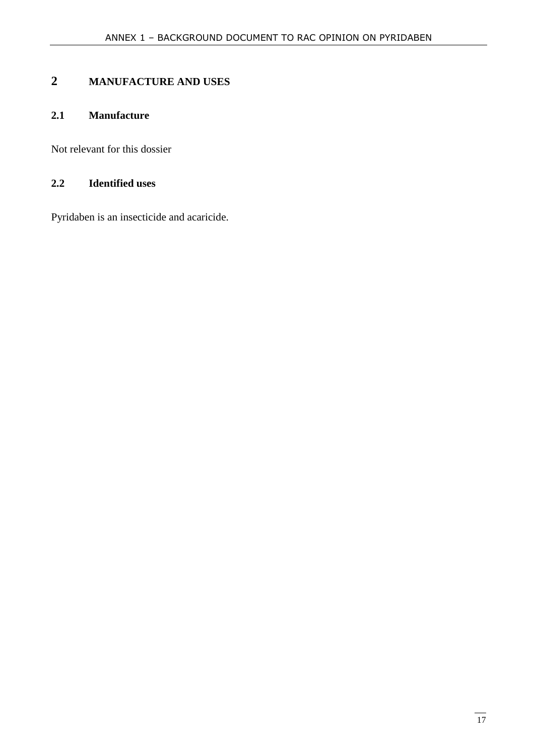# 2 MANUFACTURE AND USES

## 2.1 Manufacture

Not relevant for this dossier

## 2.2 Identified uses

Pyridaben is an insecticide and acaricide.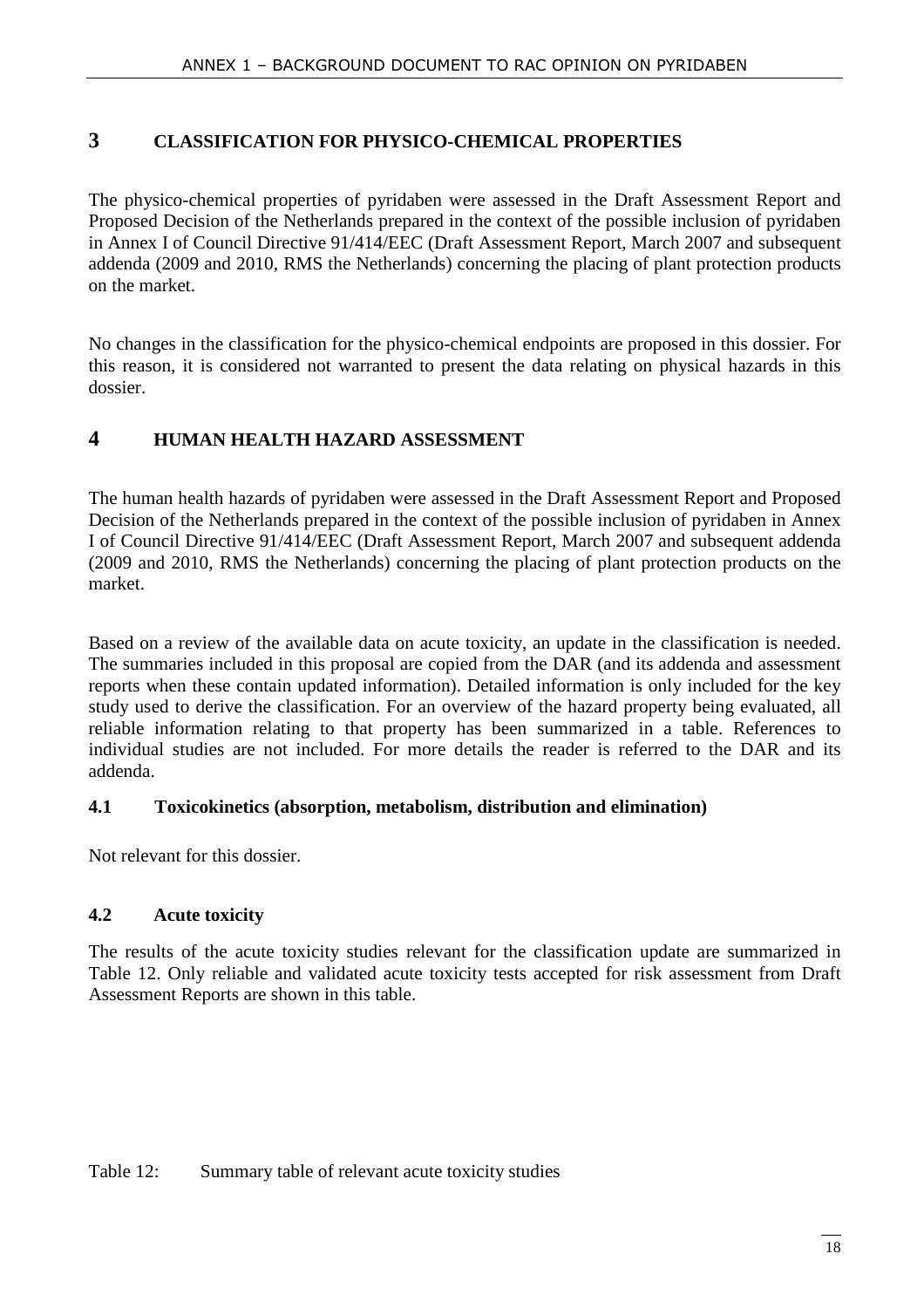# 3 CLASSIFICATION FOR PHYSICO-CHEMICAL PROPERTIES

The physico-chemical properties of pyridaben were assessed in the Draft Assessment Report and Proposed Decision of the Netherlands prepared in the context of the possible inclusion of pyridaben in Annex I of Council Directive 91/414/EEC (Draft Assessment Report, March 2007 and subsequent addenda (2009 and 2010, RMS the Netherlands) concerning the placing of plant protection products on the market.

No changes in the classification for the physico-chemical endpoints are proposed in this dossier. For this reason, it is considered not warranted to present the data relating on physical hazards in this dossier.

# 4 HUMAN HEALTH HAZARD ASSESSMENT

The human health hazards of pyridaben were assessed in the Draft Assessment Report and Proposed Decision of the Netherlands prepared in the context of the possible inclusion of pyridaben in Annex I of Council Directive 91/414/EEC (Draft Assessment Report, March 2007 and subsequent addenda (2009 and 2010, RMS the Netherlands) concerning the placing of plant protection products on the market.

Based on a review of the available data on acute toxicity, an update in the classification is needed. The summaries included in this proposal are copied from the DAR (and its addenda and assessment reports when these contain updated information). Detailed information is only included for the key study used to derive the classification. For an overview of the hazard property being evaluated, all reliable information relating to that property has been summarized in a table. References to individual studies are not included. For more details the reader is referred to the DAR and its addenda.

## 4.1 Toxicokinetics (absorption, metabolism, distribution and elimination)

Not relevant for this dossier.

## 4.2 Acute toxicity

The results of the acute toxicity studies relevant for the classification update are summarized in Table 12. Only reliable and validated acute toxicity tests accepted for risk assessment from Draft Assessment Reports are shown in this table.

Table 12: Summary table of relevant acute toxicity studies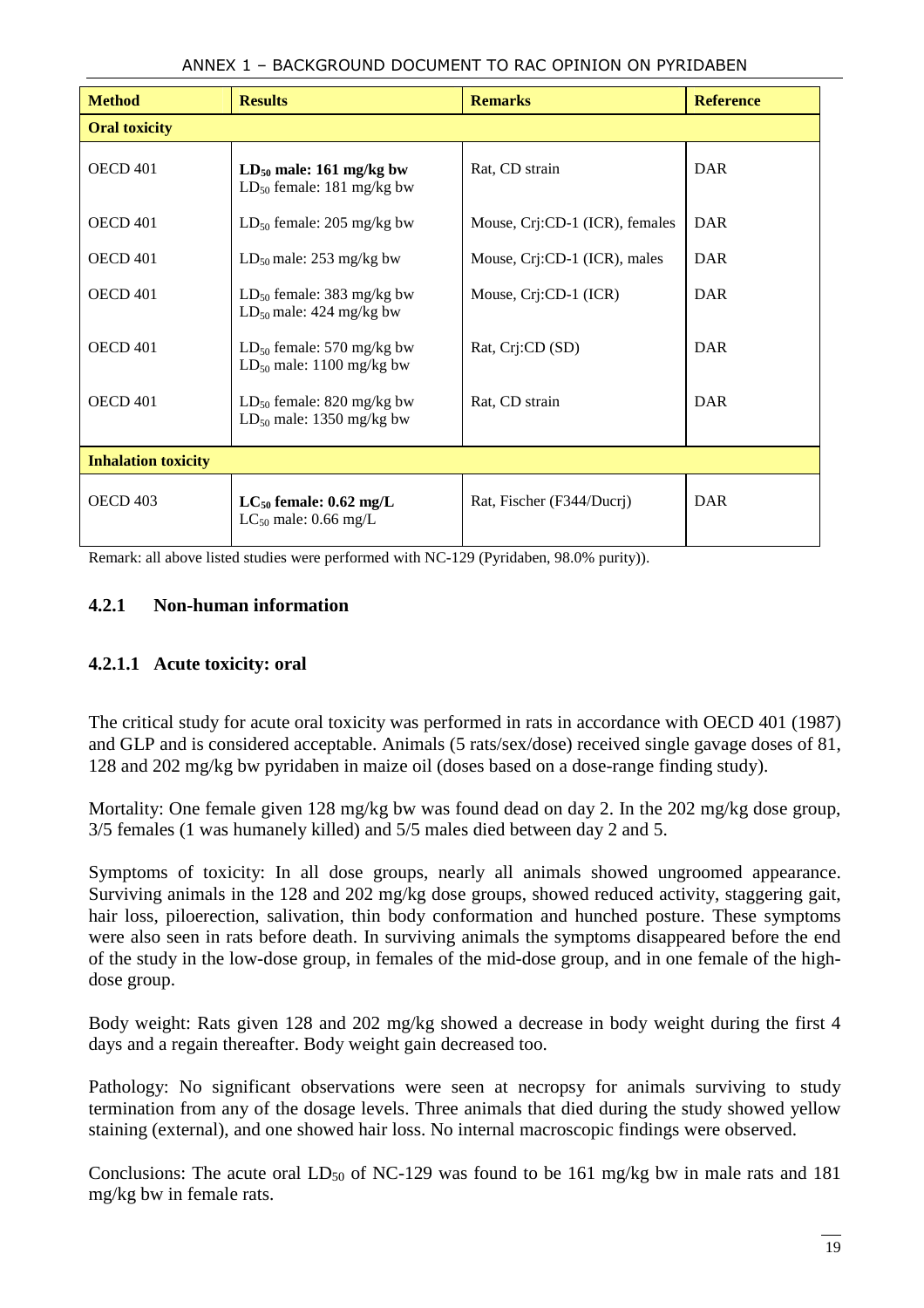| Method | Results | Remarks | Reference |
|---|---|---|---|
| **Oral toxicity** | | | |
| OECD 401 | **$LD_{50}$ male: 161 mg/kg bw**<br>$LD_{50}$ female: 181 mg/kg bw | Rat, CD strain | DAR |
| OECD 401 | $LD_{50}$ female: 205 mg/kg bw | Mouse, Crj:CD-1 (ICR), females | DAR |
| OECD 401 | $LD_{50}$ male: 253 mg/kg bw | Mouse, Crj:CD-1 (ICR), males | DAR |
| OECD 401 | $LD_{50}$ female: 383 mg/kg bw<br>$LD_{50}$ male: 424 mg/kg bw | Mouse, Crj:CD-1 (ICR) | DAR |
| OECD 401 | $LD_{50}$ female: 570 mg/kg bw<br>$LD_{50}$ male: 1100 mg/kg bw | Rat, Crj:CD (SD) | DAR |
| OECD 401 | $LD_{50}$ female: 820 mg/kg bw<br>$LD_{50}$ male: 1350 mg/kg bw | Rat, CD strain | DAR |
| **Inhalation toxicity** | | | |
| OECD 403 | **$LC_{50}$ female: 0.62 mg/L**<br>$LC_{50}$ male: 0.66 mg/L | Rat, Fischer (F344/Ducrj) | DAR |

Remark: all above listed studies were performed with NC-129 (Pyridaben, 98.0% purity)).

### 4.2.1 Non-human information

#### 4.2.1.1 Acute toxicity: oral

The critical study for acute oral toxicity was performed in rats in accordance with OECD 401 (1987) and GLP and is considered acceptable. Animals (5 rats/sex/dose) received single gavage doses of 81, 128 and 202 mg/kg bw pyridaben in maize oil (doses based on a dose-range finding study).

Mortality: One female given 128 mg/kg bw was found dead on day 2. In the 202 mg/kg dose group, 3/5 females (1 was humanely killed) and 5/5 males died between day 2 and 5.

Symptoms of toxicity: In all dose groups, nearly all animals showed ungroomed appearance. Surviving animals in the 128 and 202 mg/kg dose groups, showed reduced activity, staggering gait, hair loss, piloerection, salivation, thin body conformation and hunched posture. These symptoms were also seen in rats before death. In surviving animals the symptoms disappeared before the end of the study in the low-dose group, in females of the mid-dose group, and in one female of the high-dose group.

Body weight: Rats given 128 and 202 mg/kg showed a decrease in body weight during the first 4 days and a regain thereafter. Body weight gain decreased too.

Pathology: No significant observations were seen at necropsy for animals surviving to study termination from any of the dosage levels. Three animals that died during the study showed yellow staining (external), and one showed hair loss. No internal macroscopic findings were observed.

Conclusions: The acute oral $LD_{50}$ of NC-129 was found to be 161 mg/kg bw in male rats and 181 mg/kg bw in female rats.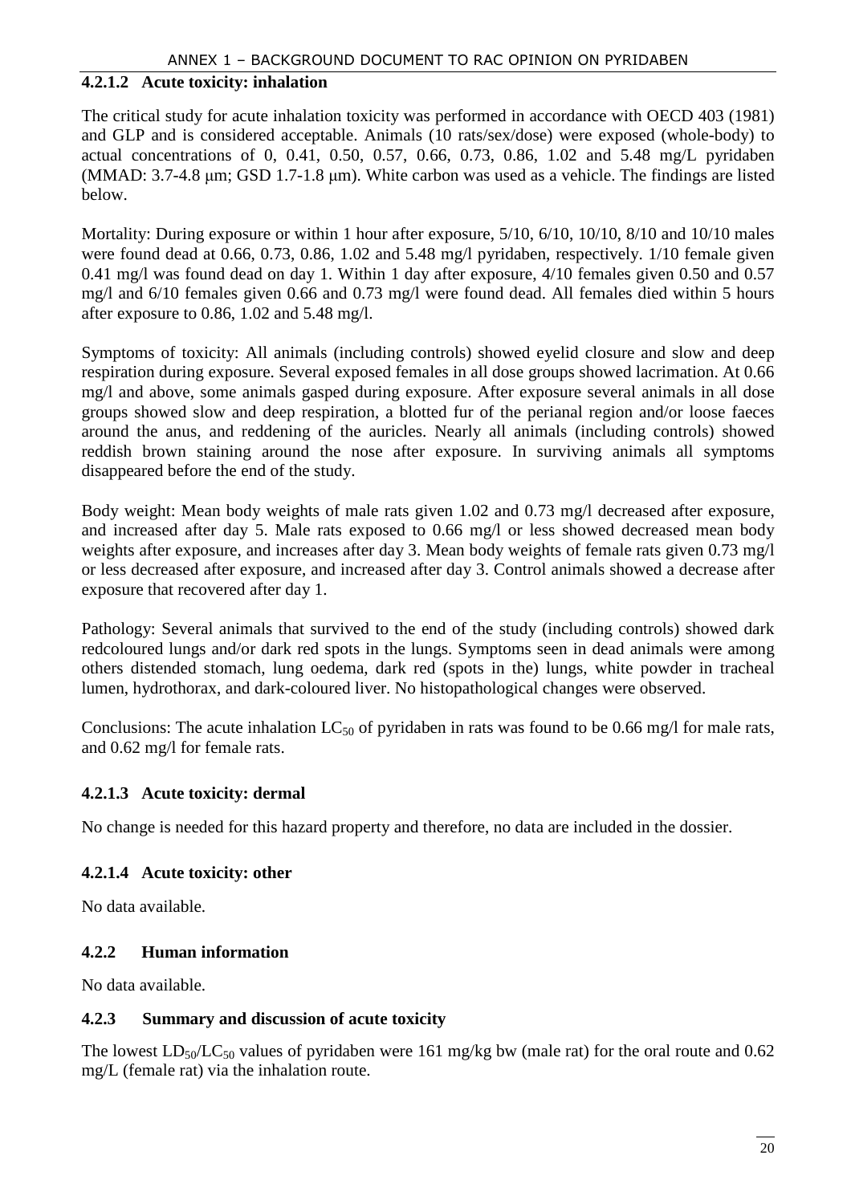#### 4.2.1.2 Acute toxicity: inhalation

The critical study for acute inhalation toxicity was performed in accordance with OECD 403 (1981) and GLP and is considered acceptable. Animals (10 rats/sex/dose) were exposed (whole-body) to actual concentrations of 0, 0.41, 0.50, 0.57, 0.66, 0.73, 0.86, 1.02 and 5.48 mg/L pyridaben (MMAD: 3.7-4.8 μm; GSD 1.7-1.8 μm). White carbon was used as a vehicle. The findings are listed below.

Mortality: During exposure or within 1 hour after exposure, 5/10, 6/10, 10/10, 8/10 and 10/10 males were found dead at 0.66, 0.73, 0.86, 1.02 and 5.48 mg/l pyridaben, respectively. 1/10 female given 0.41 mg/l was found dead on day 1. Within 1 day after exposure, 4/10 females given 0.50 and 0.57 mg/l and 6/10 females given 0.66 and 0.73 mg/l were found dead. All females died within 5 hours after exposure to 0.86, 1.02 and 5.48 mg/l.

Symptoms of toxicity: All animals (including controls) showed eyelid closure and slow and deep respiration during exposure. Several exposed females in all dose groups showed lacrimation. At 0.66 mg/l and above, some animals gasped during exposure. After exposure several animals in all dose groups showed slow and deep respiration, a blotted fur of the perianal region and/or loose faeces around the anus, and reddening of the auricles. Nearly all animals (including controls) showed reddish brown staining around the nose after exposure. In surviving animals all symptoms disappeared before the end of the study.

Body weight: Mean body weights of male rats given 1.02 and 0.73 mg/l decreased after exposure, and increased after day 5. Male rats exposed to 0.66 mg/l or less showed decreased mean body weights after exposure, and increases after day 3. Mean body weights of female rats given 0.73 mg/l or less decreased after exposure, and increased after day 3. Control animals showed a decrease after exposure that recovered after day 1.

Pathology: Several animals that survived to the end of the study (including controls) showed dark redcoloured lungs and/or dark red spots in the lungs. Symptoms seen in dead animals were among others distended stomach, lung oedema, dark red (spots in the) lungs, white powder in tracheal lumen, hydrothorax, and dark-coloured liver. No histopathological changes were observed.

Conclusions: The acute inhalation $LC_{50}$ of pyridaben in rats was found to be 0.66 mg/l for male rats, and 0.62 mg/l for female rats.

#### 4.2.1.3 Acute toxicity: dermal

No change is needed for this hazard property and therefore, no data are included in the dossier.

#### 4.2.1.4 Acute toxicity: other

No data available.

### 4.2.2 Human information

No data available.

### 4.2.3 Summary and discussion of acute toxicity

The lowest $LD_{50}/LC_{50}$ values of pyridaben were 161 mg/kg bw (male rat) for the oral route and 0.62 mg/L (female rat) via the inhalation route.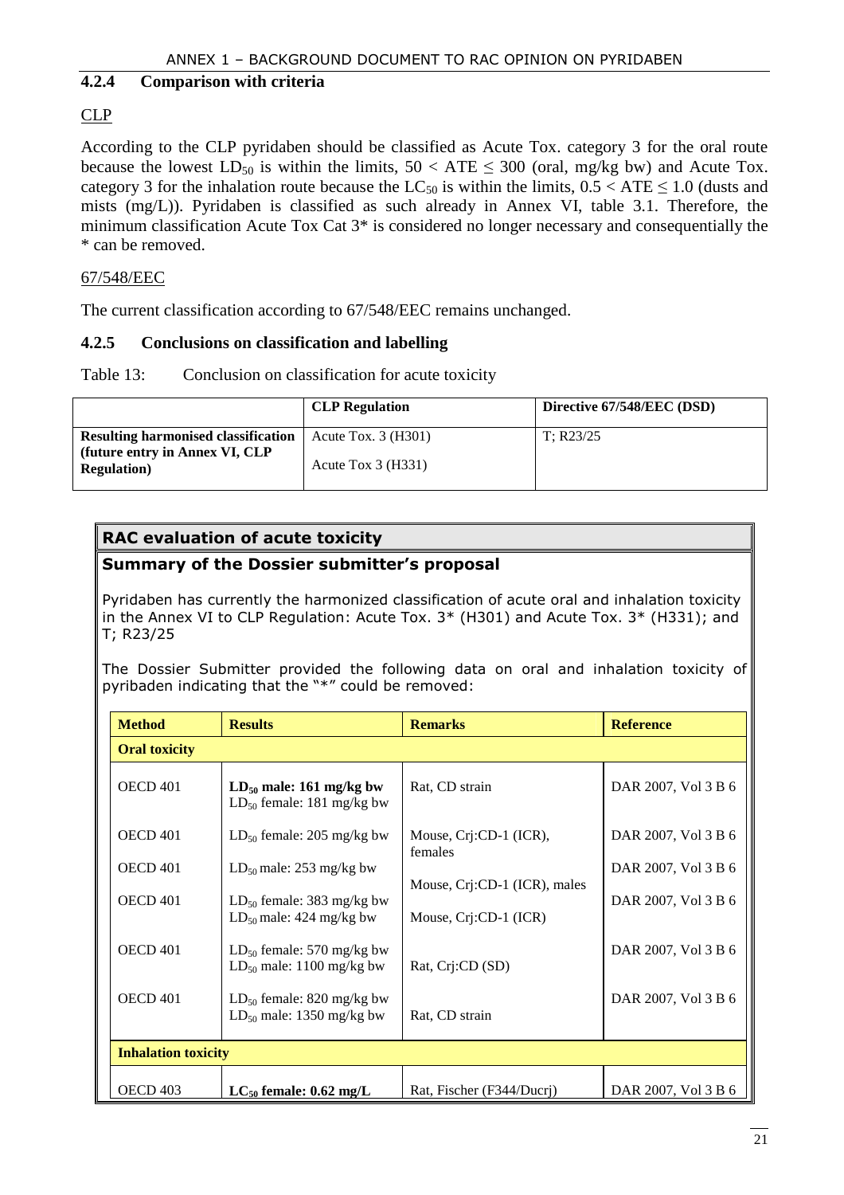### 4.2.4 Comparison with criteria

CLP

According to the CLP pyridaben should be classified as Acute Tox. category 3 for the oral route because the lowest $LD_{50}$ is within the limits, $50 < ATE \leq 300$ (oral, mg/kg bw) and Acute Tox. category 3 for the inhalation route because the $LC_{50}$ is within the limits, $0.5 < ATE \leq 1.0$ (dusts and mists (mg/L)). Pyridaben is classified as such already in Annex VI, table 3.1. Therefore, the minimum classification Acute Tox Cat 3* is considered no longer necessary and consequently the * can be removed.

67/548/EEC

The current classification according to 67/548/EEC remains unchanged.

### 4.2.5 Conclusions on classification and labelling

Table 13: Conclusion on classification for acute toxicity

| | CLP Regulation | Directive 67/548/EEC (DSD) |
|---|---|---|
| **Resulting harmonised classification (future entry in Annex VI, CLP Regulation)** | Acute Tox. 3 (H301)<br>Acute Tox 3 (H331) | T; R23/25 |

**RAC evaluation of acute toxicity**

**Summary of the Dossier submitter's proposal**

Pyridaben has currently the harmonized classification of acute oral and inhalation toxicity in the Annex VI to CLP Regulation: Acute Tox. 3* (H301) and Acute Tox. 3* (H331); and T; R23/25

The Dossier Submitter provided the following data on oral and inhalation toxicity of pyribaden indicating that the "*" could be removed:

| Method | Results | Remarks | Reference |
|---|---|---|---|
| **Oral toxicity** | | | |
| OECD 401 | **$LD_{50}$ male: 161 mg/kg bw**<br>$LD_{50}$ female: 181 mg/kg bw | Rat, CD strain | DAR 2007, Vol 3 B 6 |
| OECD 401 | $LD_{50}$ female: 205 mg/kg bw | Mouse, Crj:CD-1 (ICR), females | DAR 2007, Vol 3 B 6 |
| OECD 401 | $LD_{50}$ male: 253 mg/kg bw | Mouse, Crj:CD-1 (ICR), males | DAR 2007, Vol 3 B 6 |
| OECD 401 | $LD_{50}$ female: 383 mg/kg bw<br>$LD_{50}$ male: 424 mg/kg bw | Mouse, Crj:CD-1 (ICR) | DAR 2007, Vol 3 B 6 |
| OECD 401 | $LD_{50}$ female: 570 mg/kg bw<br>$LD_{50}$ male: 1100 mg/kg bw | Rat, Crj:CD (SD) | DAR 2007, Vol 3 B 6 |
| OECD 401 | $LD_{50}$ female: 820 mg/kg bw<br>$LD_{50}$ male: 1350 mg/kg bw | Rat, CD strain | DAR 2007, Vol 3 B 6 |
| **Inhalation toxicity** | | | |
| OECD 403 | **$LC_{50}$ female: 0.62 mg/L** | Rat, Fischer (F344/Ducrj) | DAR 2007, Vol 3 B 6 |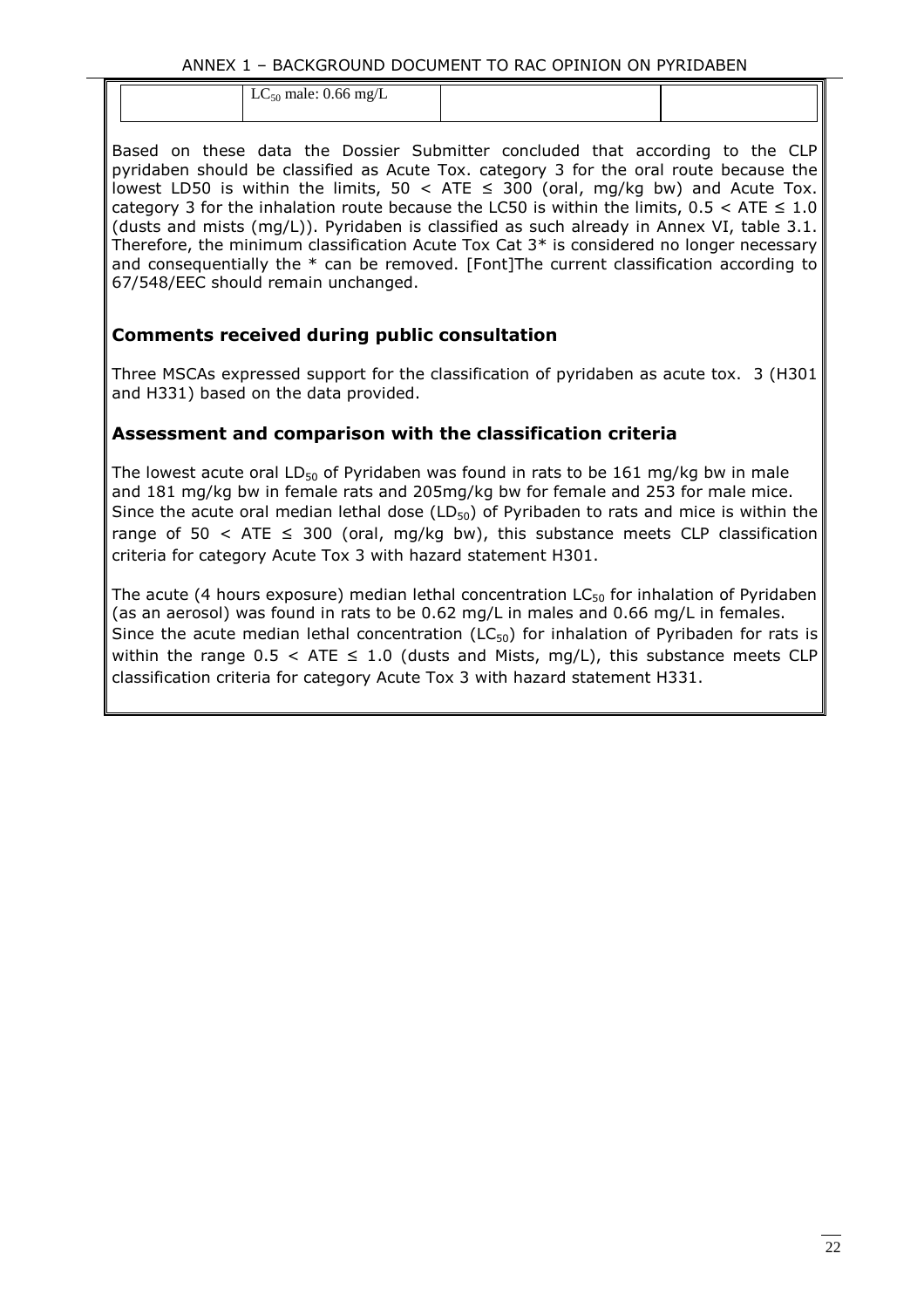|  | $LC_{50}$ male: 0.66 mg/L |  |  |
|---|---|---|---|

Based on these data the Dossier Submitter concluded that according to the CLP pyridaben should be classified as Acute Tox. category 3 for the oral route because the lowest LD50 is within the limits, 50 < ATE ≤ 300 (oral, mg/kg bw) and Acute Tox. category 3 for the inhalation route because the LC50 is within the limits, 0.5 < ATE ≤ 1.0 (dusts and mists (mg/L)). Pyridaben is classified as such already in Annex VI, table 3.1. Therefore, the minimum classification Acute Tox Cat 3* is considered no longer necessary and consequentially the * can be removed. [Font]The current classification according to 67/548/EEC should remain unchanged.

## Comments received during public consultation

Three MSCAs expressed support for the classification of pyridaben as acute tox. 3 (H301 and H331) based on the data provided.

## Assessment and comparison with the classification criteria

The lowest acute oral $LD_{50}$ of Pyridaben was found in rats to be 161 mg/kg bw in male and 181 mg/kg bw in female rats and 205mg/kg bw for female and 253 for male mice. Since the acute oral median lethal dose ($LD_{50}$) of Pyribaden to rats and mice is within the range of 50 < ATE ≤ 300 (oral, mg/kg bw), this substance meets CLP classification criteria for category Acute Tox 3 with hazard statement H301.

The acute (4 hours exposure) median lethal concentration $LC_{50}$ for inhalation of Pyridaben (as an aerosol) was found in rats to be 0.62 mg/L in males and 0.66 mg/L in females. Since the acute median lethal concentration ($LC_{50}$) for inhalation of Pyribaden for rats is within the range 0.5 < ATE ≤ 1.0 (dusts and Mists, mg/L), this substance meets CLP classification criteria for category Acute Tox 3 with hazard statement H331.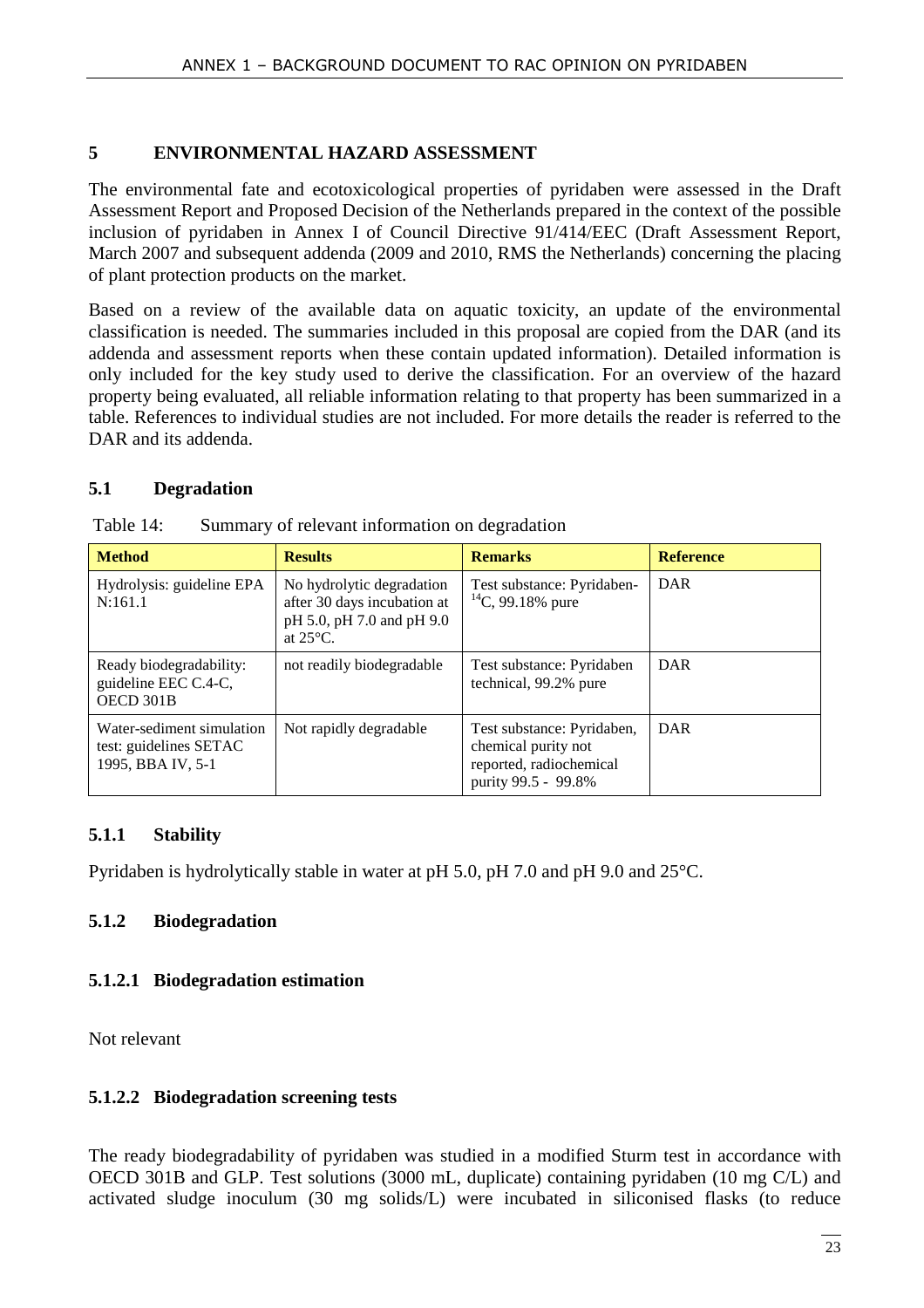# 5 ENVIRONMENTAL HAZARD ASSESSMENT

The environmental fate and ecotoxicological properties of pyridaben were assessed in the Draft Assessment Report and Proposed Decision of the Netherlands prepared in the context of the possible inclusion of pyridaben in Annex I of Council Directive 91/414/EEC (Draft Assessment Report, March 2007 and subsequent addenda (2009 and 2010, RMS the Netherlands) concerning the placing of plant protection products on the market.

Based on a review of the available data on aquatic toxicity, an update of the environmental classification is needed. The summaries included in this proposal are copied from the DAR (and its addenda and assessment reports when these contain updated information). Detailed information is only included for the key study used to derive the classification. For an overview of the hazard property being evaluated, all reliable information relating to that property has been summarized in a table. References to individual studies are not included. For more details the reader is referred to the DAR and its addenda.

## 5.1 Degradation

Table 14: Summary of relevant information on degradation

| Method | Results | Remarks | Reference |
|---|---|---|---|
| Hydrolysis: guideline EPA N:161.1 | No hydrolytic degradation after 30 days incubation at pH 5.0, pH 7.0 and pH 9.0 at 25°C. | Test substance: Pyridaben-$^{14}C$, 99.18% pure | DAR |
| Ready biodegradability: guideline EEC C.4-C, OECD 301B | not readily biodegradable | Test substance: Pyridaben technical, 99.2% pure | DAR |
| Water-sediment simulation test: guidelines SETAC 1995, BBA IV, 5-1 | Not rapidly degradable | Test substance: Pyridaben, chemical purity not reported, radiochemical purity 99.5 - 99.8% | DAR |

### 5.1.1 Stability

Pyridaben is hydrolytically stable in water at pH 5.0, pH 7.0 and pH 9.0 and 25°C.

### 5.1.2 Biodegradation

#### 5.1.2.1 Biodegradation estimation

Not relevant

#### 5.1.2.2 Biodegradation screening tests

The ready biodegradability of pyridaben was studied in a modified Sturm test in accordance with OECD 301B and GLP. Test solutions (3000 mL, duplicate) containing pyridaben (10 mg C/L) and activated sludge inoculum (30 mg solids/L) were incubated in siliconised flasks (to reduce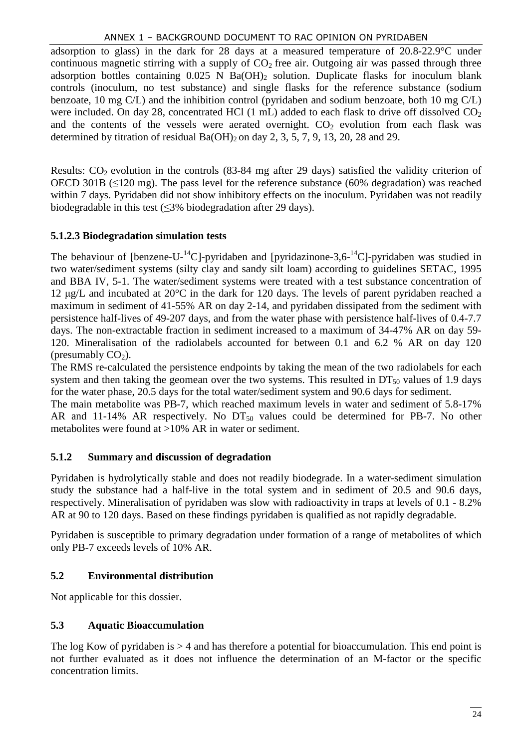adsorption to glass) in the dark for 28 days at a measured temperature of 20.8-22.9°C under continuous magnetic stirring with a supply of $CO_2$ free air. Outgoing air was passed through three adsorption bottles containing 0.025 N $Ba(OH)_2$ solution. Duplicate flasks for inoculum blank controls (inoculum, no test substance) and single flasks for the reference substance (sodium benzoate, 10 mg C/L) and the inhibition control (pyridaben and sodium benzoate, both 10 mg C/L) were included. On day 28, concentrated HCl (1 mL) added to each flask to drive off dissolved $CO_2$ and the contents of the vessels were aerated overnight. $CO_2$ evolution from each flask was determined by titration of residual $Ba(OH)_2$ on day 2, 3, 5, 7, 9, 13, 20, 28 and 29.

Results: $CO_2$ evolution in the controls (83-84 mg after 29 days) satisfied the validity criterion of OECD 301B (≤120 mg). The pass level for the reference substance (60% degradation) was reached within 7 days. Pyridaben did not show inhibitory effects on the inoculum. Pyridaben was not readily biodegradable in this test (≤3% biodegradation after 29 days).

### 5.1.2.3 Biodegradation simulation tests

The behaviour of [benzene-U-$^{14}$C]-pyridaben and [pyridazinone-3,6-$^{14}$C]-pyridaben was studied in two water/sediment systems (silty clay and sandy silt loam) according to guidelines SETAC, 1995 and BBA IV, 5-1. The water/sediment systems were treated with a test substance concentration of 12 µg/L and incubated at 20°C in the dark for 120 days. The levels of parent pyridaben reached a maximum in sediment of 41-55% AR on day 2-14, and pyridaben dissipated from the sediment with persistence half-lives of 49-207 days, and from the water phase with persistence half-lives of 0.4-7.7 days. The non-extractable fraction in sediment increased to a maximum of 34-47% AR on day 59-120. Mineralisation of the radiolabels accounted for between 0.1 and 6.2 % AR on day 120 (presumably $CO_2$).

The RMS re-calculated the persistence endpoints by taking the mean of the two radiolabels for each system and then taking the geomean over the two systems. This resulted in $DT_{50}$ values of 1.9 days for the water phase, 20.5 days for the total water/sediment system and 90.6 days for sediment.

The main metabolite was PB-7, which reached maximum levels in water and sediment of 5.8-17% AR and 11-14% AR respectively. No $DT_{50}$ values could be determined for PB-7. No other metabolites were found at >10% AR in water or sediment.

### 5.1.2 Summary and discussion of degradation

Pyridaben is hydrolytically stable and does not readily biodegrade. In a water-sediment simulation study the substance had a half-live in the total system and in sediment of 20.5 and 90.6 days, respectively. Mineralisation of pyridaben was slow with radioactivity in traps at levels of 0.1 - 8.2% AR at 90 to 120 days. Based on these findings pyridaben is qualified as not rapidly degradable.

Pyridaben is susceptible to primary degradation under formation of a range of metabolites of which only PB-7 exceeds levels of 10% AR.

## 5.2 Environmental distribution

Not applicable for this dossier.

## 5.3 Aquatic Bioaccumulation

The log Kow of pyridaben is > 4 and has therefore a potential for bioaccumulation. This end point is not further evaluated as it does not influence the determination of an M-factor or the specific concentration limits.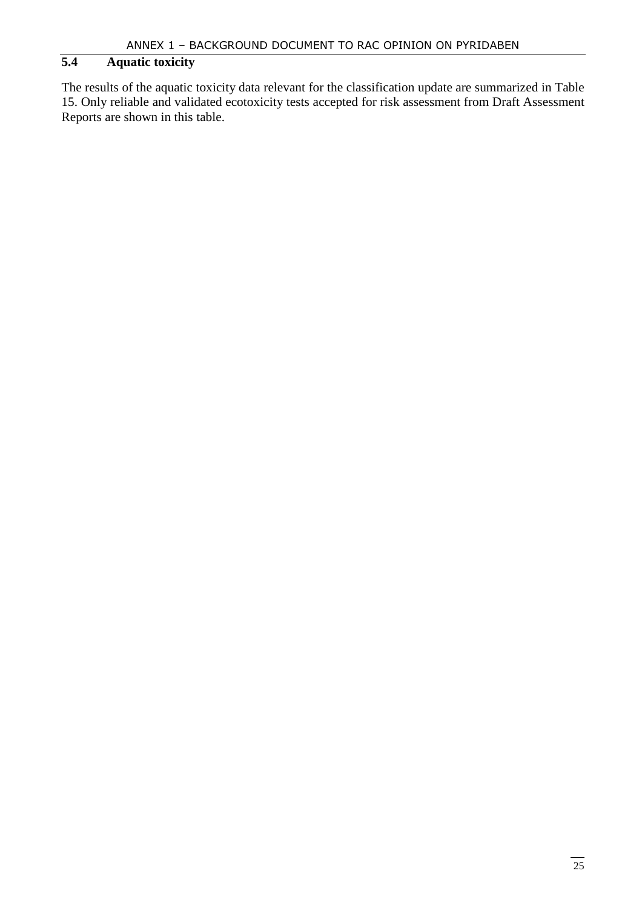## 5.4 Aquatic toxicity

The results of the aquatic toxicity data relevant for the classification update are summarized in Table 15. Only reliable and validated ecotoxicity tests accepted for risk assessment from Draft Assessment Reports are shown in this table.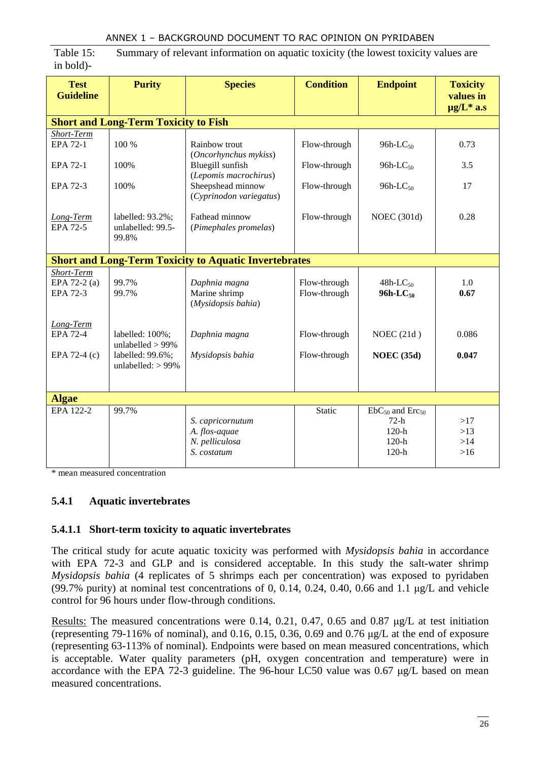Table 15: Summary of relevant information on aquatic toxicity (the lowest toxicity values are in bold)-

| Test Guideline | Purity | Species | Condition | Endpoint | Toxicity values in µg/L* a.s |
|---|---|---|---|---|---|
| **Short and Long-Term Toxicity to Fish** | | | | | |
| *Short-Term* | | | | | |
| EPA 72-1 | 100 % | Rainbow trout (*Oncorhynchus mykiss*) | Flow-through | 96h-$LC_{50}$ | 0.73 |
| EPA 72-1 | 100% | Bluegill sunfish (*Lepomis macrochirus*) | Flow-through | 96h-$LC_{50}$ | 3.5 |
| EPA 72-3 | 100% | Sheepshead minnow (*Cyprinodon variegatus*) | Flow-through | 96h-$LC_{50}$ | 17 |
| *Long-Term* EPA 72-5 | labelled: 93.2%; unlabelled: 99.5-99.8% | Fathead minnow (*Pimephales promelas*) | Flow-through | NOEC (301d) | 0.28 |
| **Short and Long-Term Toxicity to Aquatic Invertebrates** | | | | | |
| *Short-Term* | | | | | |
| EPA 72-2 (a) | 99.7% | *Daphnia magna* | Flow-through | 48h-$LC_{50}$ | 1.0 |
| EPA 72-3 | 99.7% | Marine shrimp (*Mysidopsis bahia*) | Flow-through | **96h-$LC_{50}$** | **0.67** |
| *Long-Term* | | | | | |
| EPA 72-4 | labelled: 100%; unlabelled > 99% | *Daphnia magna* | Flow-through | NOEC (21d ) | 0.086 |
| EPA 72-4 (c) | labelled: 99.6%; unlabelled: > 99% | *Mysidopsis bahia* | Flow-through | **NOEC (35d)** | **0.047** |
| **Algae** | | | | | |
| EPA 122-2 | 99.7% | | Static | $EbC_{50}$ and $ErC_{50}$ | |
| | | *S. capricornutum* | | 72-h | >17 |
| | | *A. flos-aquae* | | 120-h | >13 |
| | | *N. pelliculosa* | | 120-h | >14 |
| | | *S. costatum* | | 120-h | >16 |

\* mean measured concentration

### 5.4.1 Aquatic invertebrates

#### 5.4.1.1 Short-term toxicity to aquatic invertebrates

The critical study for acute aquatic toxicity was performed with *Mysidopsis bahia* in accordance with EPA 72-3 and GLP and is considered acceptable. In this study the salt-water shrimp *Mysidopsis bahia* (4 replicates of 5 shrimps each per concentration) was exposed to pyridaben (99.7% purity) at nominal test concentrations of 0, 0.14, 0.24, 0.40, 0.66 and 1.1 µg/L and vehicle control for 96 hours under flow-through conditions.

Results: The measured concentrations were 0.14, 0.21, 0.47, 0.65 and 0.87 µg/L at test initiation (representing 79-116% of nominal), and 0.16, 0.15, 0.36, 0.69 and 0.76 µg/L at the end of exposure (representing 63-113% of nominal). Endpoints were based on mean measured concentrations, which is acceptable. Water quality parameters (pH, oxygen concentration and temperature) were in accordance with the EPA 72-3 guideline. The 96-hour LC50 value was 0.67 µg/L based on mean measured concentrations.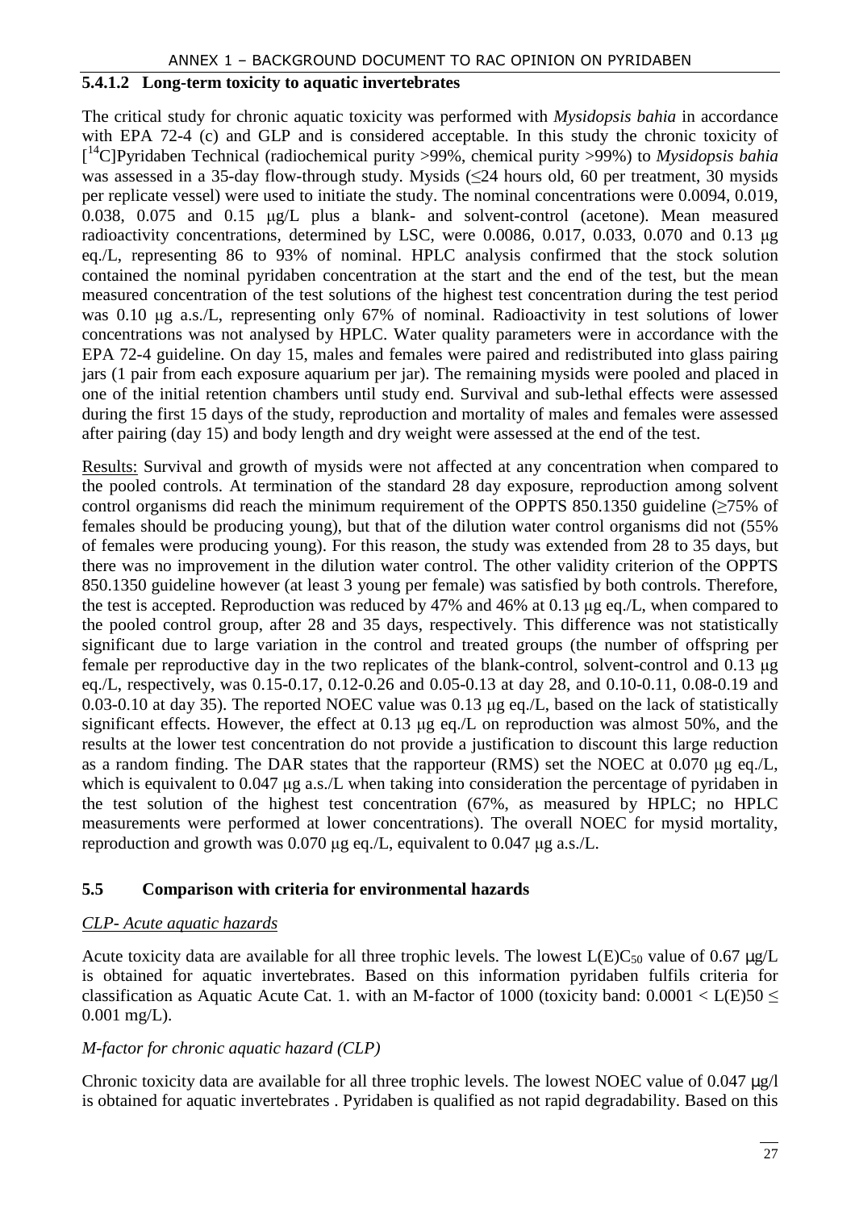### 5.4.1.2 Long-term toxicity to aquatic invertebrates

The critical study for chronic aquatic toxicity was performed with *Mysidopsis bahia* in accordance with EPA 72-4 (c) and GLP and is considered acceptable. In this study the chronic toxicity of [$^{14}$C]Pyridaben Technical (radiochemical purity >99%, chemical purity >99%) to *Mysidopsis bahia* was assessed in a 35-day flow-through study. Mysids (≤24 hours old, 60 per treatment, 30 mysids per replicate vessel) were used to initiate the study. The nominal concentrations were 0.0094, 0.019, 0.038, 0.075 and 0.15 μg/L plus a blank- and solvent-control (acetone). Mean measured radioactivity concentrations, determined by LSC, were 0.0086, 0.017, 0.033, 0.070 and 0.13 μg eq./L, representing 86 to 93% of nominal. HPLC analysis confirmed that the stock solution contained the nominal pyridaben concentration at the start and the end of the test, but the mean measured concentration of the test solutions of the highest test concentration during the test period was 0.10 μg a.s./L, representing only 67% of nominal. Radioactivity in test solutions of lower concentrations was not analysed by HPLC. Water quality parameters were in accordance with the EPA 72-4 guideline. On day 15, males and females were paired and redistributed into glass pairing jars (1 pair from each exposure aquarium per jar). The remaining mysids were pooled and placed in one of the initial retention chambers until study end. Survival and sub-lethal effects were assessed during the first 15 days of the study, reproduction and mortality of males and females were assessed after pairing (day 15) and body length and dry weight were assessed at the end of the test.

Results: Survival and growth of mysids were not affected at any concentration when compared to the pooled controls. At termination of the standard 28 day exposure, reproduction among solvent control organisms did reach the minimum requirement of the OPPTS 850.1350 guideline (≥75% of females should be producing young), but that of the dilution water control organisms did not (55% of females were producing young). For this reason, the study was extended from 28 to 35 days, but there was no improvement in the dilution water control. The other validity criterion of the OPPTS 850.1350 guideline however (at least 3 young per female) was satisfied by both controls. Therefore, the test is accepted. Reproduction was reduced by 47% and 46% at 0.13 μg eq./L, when compared to the pooled control group, after 28 and 35 days, respectively. This difference was not statistically significant due to large variation in the control and treated groups (the number of offspring per female per reproductive day in the two replicates of the blank-control, solvent-control and 0.13 μg eq./L, respectively, was 0.15-0.17, 0.12-0.26 and 0.05-0.13 at day 28, and 0.10-0.11, 0.08-0.19 and 0.03-0.10 at day 35). The reported NOEC value was 0.13 μg eq./L, based on the lack of statistically significant effects. However, the effect at 0.13 μg eq./L on reproduction was almost 50%, and the results at the lower test concentration do not provide a justification to discount this large reduction as a random finding. The DAR states that the rapporteur (RMS) set the NOEC at 0.070 μg eq./L, which is equivalent to 0.047 μg a.s./L when taking into consideration the percentage of pyridaben in the test solution of the highest test concentration (67%, as measured by HPLC; no HPLC measurements were performed at lower concentrations). The overall NOEC for mysid mortality, reproduction and growth was 0.070 μg eq./L, equivalent to 0.047 μg a.s./L.

## 5.5 Comparison with criteria for environmental hazards

*CLP- Acute aquatic hazards*

Acute toxicity data are available for all three trophic levels. The lowest $L(E)C_{50}$ value of 0.67 μg/L is obtained for aquatic invertebrates. Based on this information pyridaben fulfils criteria for classification as Aquatic Acute Cat. 1. with an M-factor of 1000 (toxicity band: 0.0001 < L(E)50 ≤ 0.001 mg/L).

*M-factor for chronic aquatic hazard (CLP)*

Chronic toxicity data are available for all three trophic levels. The lowest NOEC value of 0.047 μg/l is obtained for aquatic invertebrates . Pyridaben is qualified as not rapid degradability. Based on this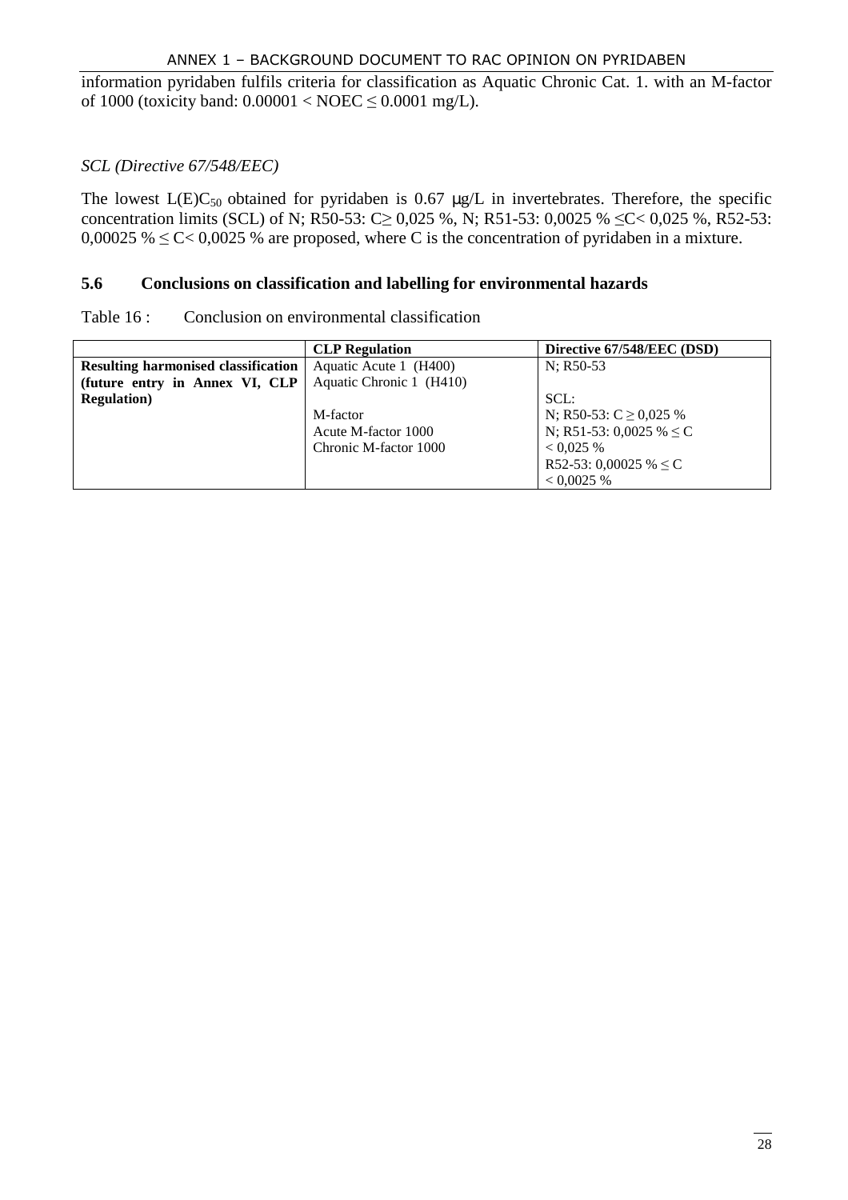information pyridaben fulfils criteria for classification as Aquatic Chronic Cat. 1. with an M-factor of 1000 (toxicity band: $0.00001 < NOEC \leq 0.0001$ mg/L).

*SCL (Directive 67/548/EEC)*

The lowest $L(E)C_{50}$ obtained for pyridaben is 0.67 μg/L in invertebrates. Therefore, the specific concentration limits (SCL) of N; R50-53: C≥ 0,025 %, N; R51-53: 0,0025 % ≤C< 0,025 %, R52-53: 0,00025 % ≤ C< 0,0025 % are proposed, where C is the concentration of pyridaben in a mixture.

## 5.6 Conclusions on classification and labelling for environmental hazards

Table 16 : Conclusion on environmental classification

| | **CLP Regulation** | **Directive 67/548/EEC (DSD)** |
|---|---|---|
| **Resulting harmonised classification (future entry in Annex VI, CLP Regulation)** | Aquatic Acute 1 (H400)<br>Aquatic Chronic 1 (H410)<br><br>M-factor<br>Acute M-factor 1000<br>Chronic M-factor 1000 | N; R50-53<br><br>SCL:<br>N; R50-53: C ≥ 0,025 %<br>N; R51-53: 0,0025 % ≤ C < 0,025 %<br>R52-53: 0,00025 % ≤ C < 0,0025 % |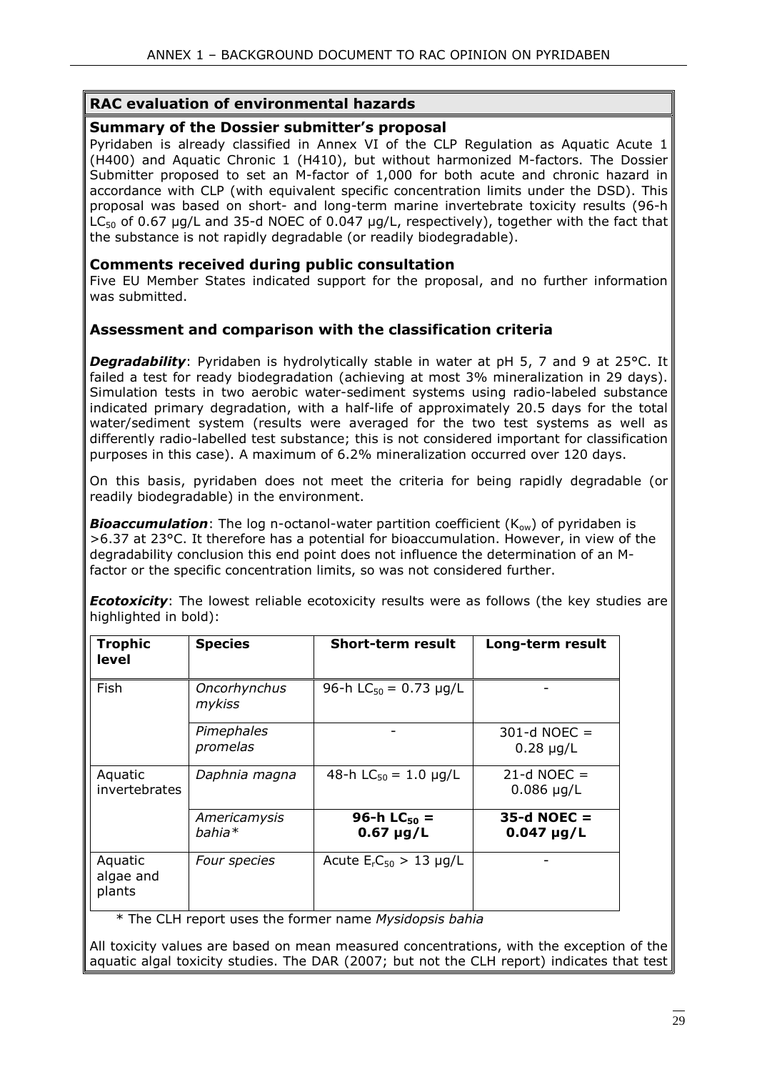## RAC evaluation of environmental hazards

### Summary of the Dossier submitter's proposal

Pyridaben is already classified in Annex VI of the CLP Regulation as Aquatic Acute 1 (H400) and Aquatic Chronic 1 (H410), but without harmonized M-factors. The Dossier Submitter proposed to set an M-factor of 1,000 for both acute and chronic hazard in accordance with CLP (with equivalent specific concentration limits under the DSD). This proposal was based on short- and long-term marine invertebrate toxicity results (96-h $LC_{50}$ of 0.67 µg/L and 35-d NOEC of 0.047 µg/L, respectively), together with the fact that the substance is not rapidly degradable (or readily biodegradable).

### Comments received during public consultation

Five EU Member States indicated support for the proposal, and no further information was submitted.

### Assessment and comparison with the classification criteria

***Degradability***: Pyridaben is hydrolytically stable in water at pH 5, 7 and 9 at 25°C. It failed a test for ready biodegradation (achieving at most 3% mineralization in 29 days). Simulation tests in two aerobic water-sediment systems using radio-labeled substance indicated primary degradation, with a half-life of approximately 20.5 days for the total water/sediment system (results were averaged for the two test systems as well as differently radio-labelled test substance; this is not considered important for classification purposes in this case). A maximum of 6.2% mineralization occurred over 120 days.

On this basis, pyridaben does not meet the criteria for being rapidly degradable (or readily biodegradable) in the environment.

***Bioaccumulation***: The log n-octanol-water partition coefficient ($K_{ow}$) of pyridaben is >6.37 at 23°C. It therefore has a potential for bioaccumulation. However, in view of the degradability conclusion this end point does not influence the determination of an M-factor or the specific concentration limits, so was not considered further.

***Ecotoxicity***: The lowest reliable ecotoxicity results were as follows (the key studies are highlighted in bold):

| Trophic level | Species | Short-term result | Long-term result |
|---|---|---|---|
| Fish | *Oncorhynchus mykiss* | 96-h $LC_{50}$ = 0.73 µg/L | - |
| | *Pimephales promelas* | - | 301-d NOEC = 0.28 µg/L |
| Aquatic invertebrates | *Daphnia magna* | 48-h $LC_{50}$ = 1.0 µg/L | 21-d NOEC = 0.086 µg/L |
| | *Americamysis bahia** | **96-h $LC_{50}$ = 0.67 µg/L** | **35-d NOEC = 0.047 µg/L** |
| Aquatic algae and plants | *Four species* | Acute $E_rC_{50}$ > 13 µg/L | - |

\* The CLH report uses the former name *Mysidopsis bahia*

All toxicity values are based on mean measured concentrations, with the exception of the aquatic algal toxicity studies. The DAR (2007; but not the CLH report) indicates that test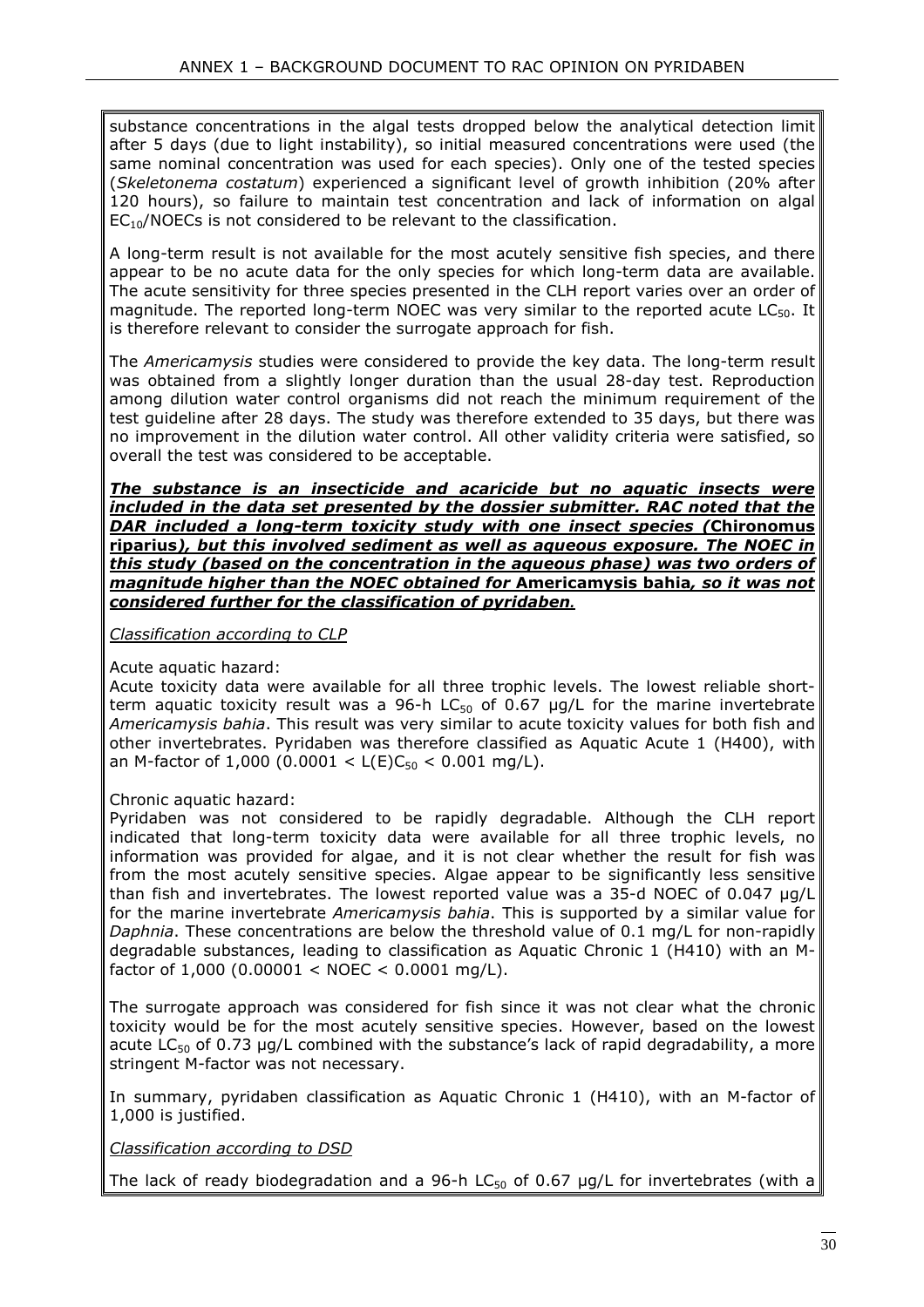substance concentrations in the algal tests dropped below the analytical detection limit after 5 days (due to light instability), so initial measured concentrations were used (the same nominal concentration was used for each species). Only one of the tested species (*Skeletonema costatum*) experienced a significant level of growth inhibition (20% after 120 hours), so failure to maintain test concentration and lack of information on algal $EC_{10}$/NOECs is not considered to be relevant to the classification.

A long-term result is not available for the most acutely sensitive fish species, and there appear to be no acute data for the only species for which long-term data are available. The acute sensitivity for three species presented in the CLH report varies over an order of magnitude. The reported long-term NOEC was very similar to the reported acute $LC_{50}$. It is therefore relevant to consider the surrogate approach for fish.

The *Americamysis* studies were considered to provide the key data. The long-term result was obtained from a slightly longer duration than the usual 28-day test. Reproduction among dilution water control organisms did not reach the minimum requirement of the test guideline after 28 days. The study was therefore extended to 35 days, but there was no improvement in the dilution water control. All other validity criteria were satisfied, so overall the test was considered to be acceptable.

***The substance is an insecticide and acaricide but no aquatic insects were included in the data set presented by the dossier submitter. RAC noted that the DAR included a long-term toxicity study with one insect species (*****Chironomus riparius*****), but this involved sediment as well as aqueous exposure. The NOEC in this study (based on the concentration in the aqueous phase) was two orders of magnitude higher than the NOEC obtained for *****Americamysis bahia*****, so it was not considered further for the classification of pyridaben.***

*Classification according to CLP*

Acute aquatic hazard:
Acute toxicity data were available for all three trophic levels. The lowest reliable short-term aquatic toxicity result was a 96-h $LC_{50}$ of 0.67 µg/L for the marine invertebrate *Americamysis bahia*. This result was very similar to acute toxicity values for both fish and other invertebrates. Pyridaben was therefore classified as Aquatic Acute 1 (H400), with an M-factor of 1,000 ($0.0001 < L(E)C_{50} < 0.001$ mg/L).

Chronic aquatic hazard:
Pyridaben was not considered to be rapidly degradable. Although the CLH report indicated that long-term toxicity data were available for all three trophic levels, no information was provided for algae, and it is not clear whether the result for fish was from the most acutely sensitive species. Algae appear to be significantly less sensitive than fish and invertebrates. The lowest reported value was a 35-d NOEC of 0.047 µg/L for the marine invertebrate *Americamysis bahia*. This is supported by a similar value for *Daphnia*. These concentrations are below the threshold value of 0.1 mg/L for non-rapidly degradable substances, leading to classification as Aquatic Chronic 1 (H410) with an M-factor of 1,000 ($0.00001 <$ NOEC $< 0.0001$ mg/L).

The surrogate approach was considered for fish since it was not clear what the chronic toxicity would be for the most acutely sensitive species. However, based on the lowest acute $LC_{50}$ of 0.73 µg/L combined with the substance's lack of rapid degradability, a more stringent M-factor was not necessary.

In summary, pyridaben classification as Aquatic Chronic 1 (H410), with an M-factor of 1,000 is justified.

*Classification according to DSD*

The lack of ready biodegradation and a 96-h $LC_{50}$ of 0.67 µg/L for invertebrates (with a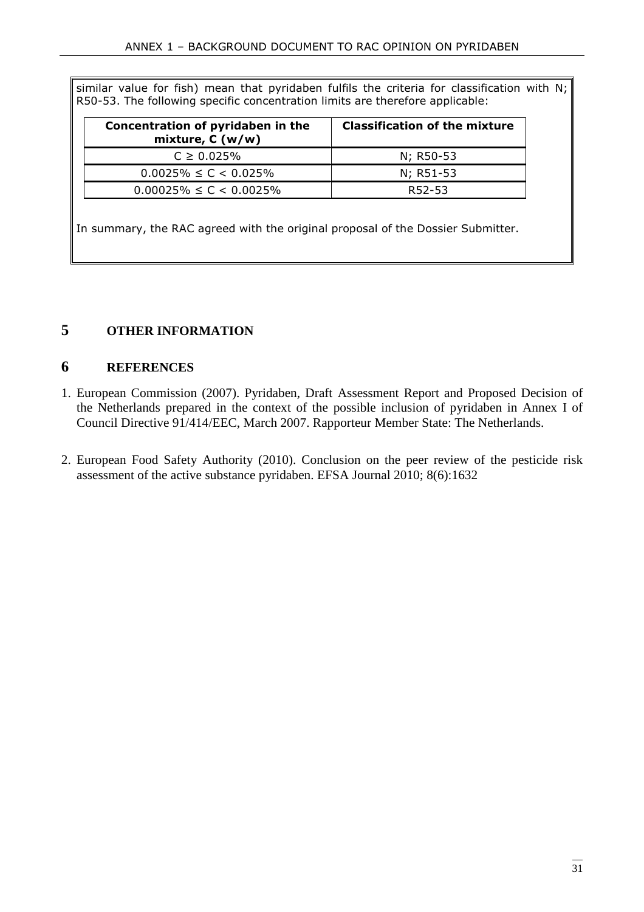similar value for fish) mean that pyridaben fulfils the criteria for classification with N; R50-53. The following specific concentration limits are therefore applicable:

| Concentration of pyridaben in the mixture, C (w/w) | Classification of the mixture |
| --- | --- |
| C ≥ 0.025% | N; R50-53 |
| 0.0025% ≤ C < 0.025% | N; R51-53 |
| 0.00025% ≤ C < 0.0025% | R52-53 |

In summary, the RAC agreed with the original proposal of the Dossier Submitter.

# 5 OTHER INFORMATION

# 6 REFERENCES

1. European Commission (2007). Pyridaben, Draft Assessment Report and Proposed Decision of the Netherlands prepared in the context of the possible inclusion of pyridaben in Annex I of Council Directive 91/414/EEC, March 2007. Rapporteur Member State: The Netherlands.

2. European Food Safety Authority (2010). Conclusion on the peer review of the pesticide risk assessment of the active substance pyridaben. EFSA Journal 2010; 8(6):1632